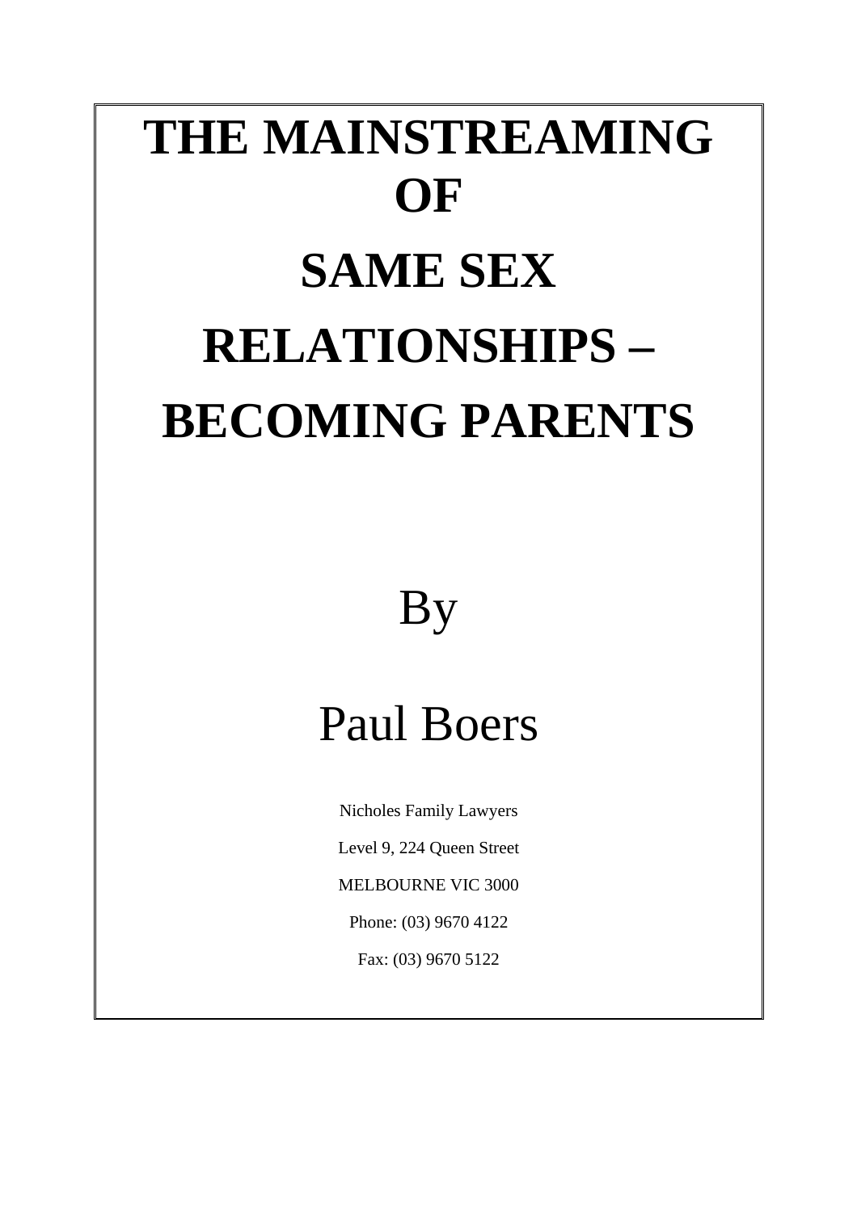# THE MAINSTREAMING OF SAME SEX RELATIONSHIPS – BECOMING PARENTS

By

Paul Boers

Nicholes Family Lawyers

Level 9, 224 Queen Street

MELBOURNE VIC 3000

Phone: (03) 9670 4122

Fax: (03) 9670 5122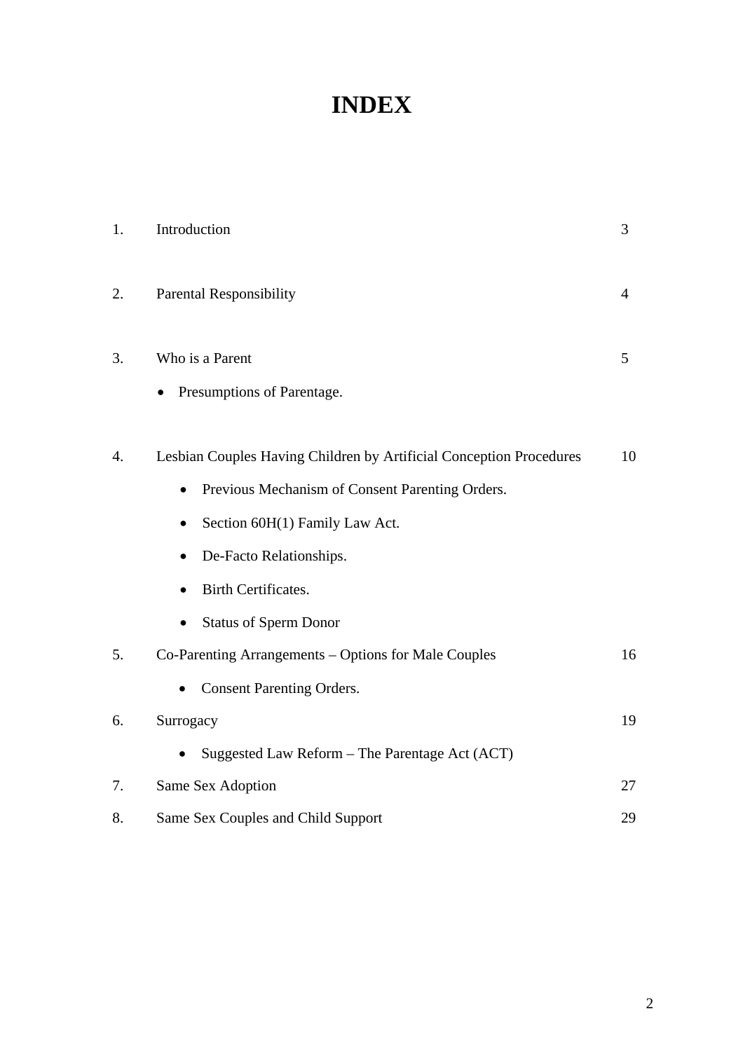# INDEX

| | | |
|---|---|---|
| 1. | Introduction | 3 |
| 2. | Parental Responsibility | 4 |
| 3. | Who is a Parent<br>• Presumptions of Parentage. | 5 |
| 4. | Lesbian Couples Having Children by Artificial Conception Procedures<br>• Previous Mechanism of Consent Parenting Orders.<br>• Section 60H(1) Family Law Act.<br>• De-Facto Relationships.<br>• Birth Certificates.<br>• Status of Sperm Donor | 10 |
| 5. | Co-Parenting Arrangements – Options for Male Couples<br>• Consent Parenting Orders. | 16 |
| 6. | Surrogacy<br>• Suggested Law Reform – The Parentage Act (ACT) | 19 |
| 7. | Same Sex Adoption | 27 |
| 8. | Same Sex Couples and Child Support | 29 |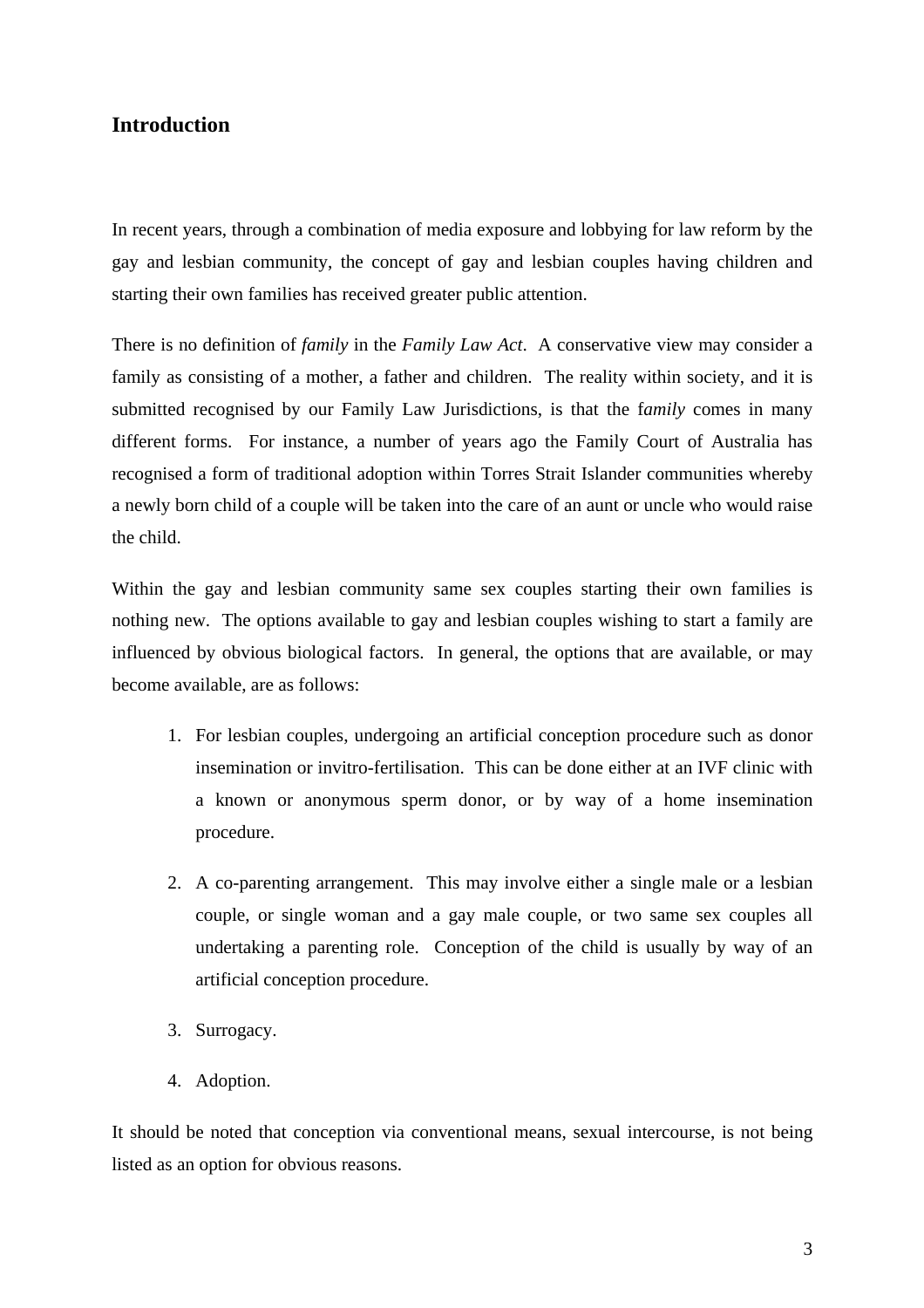## Introduction

In recent years, through a combination of media exposure and lobbying for law reform by the gay and lesbian community, the concept of gay and lesbian couples having children and starting their own families has received greater public attention.

There is no definition of *family* in the *Family Law Act*. A conservative view may consider a family as consisting of a mother, a father and children. The reality within society, and it is submitted recognised by our Family Law Jurisdictions, is that the f*amily* comes in many different forms. For instance, a number of years ago the Family Court of Australia has recognised a form of traditional adoption within Torres Strait Islander communities whereby a newly born child of a couple will be taken into the care of an aunt or uncle who would raise the child.

Within the gay and lesbian community same sex couples starting their own families is nothing new. The options available to gay and lesbian couples wishing to start a family are influenced by obvious biological factors. In general, the options that are available, or may become available, are as follows:

1. For lesbian couples, undergoing an artificial conception procedure such as donor insemination or invitro-fertilisation. This can be done either at an IVF clinic with a known or anonymous sperm donor, or by way of a home insemination procedure.

2. A co-parenting arrangement. This may involve either a single male or a lesbian couple, or single woman and a gay male couple, or two same sex couples all undertaking a parenting role. Conception of the child is usually by way of an artificial conception procedure.

3. Surrogacy.

4. Adoption.

It should be noted that conception via conventional means, sexual intercourse, is not being listed as an option for obvious reasons.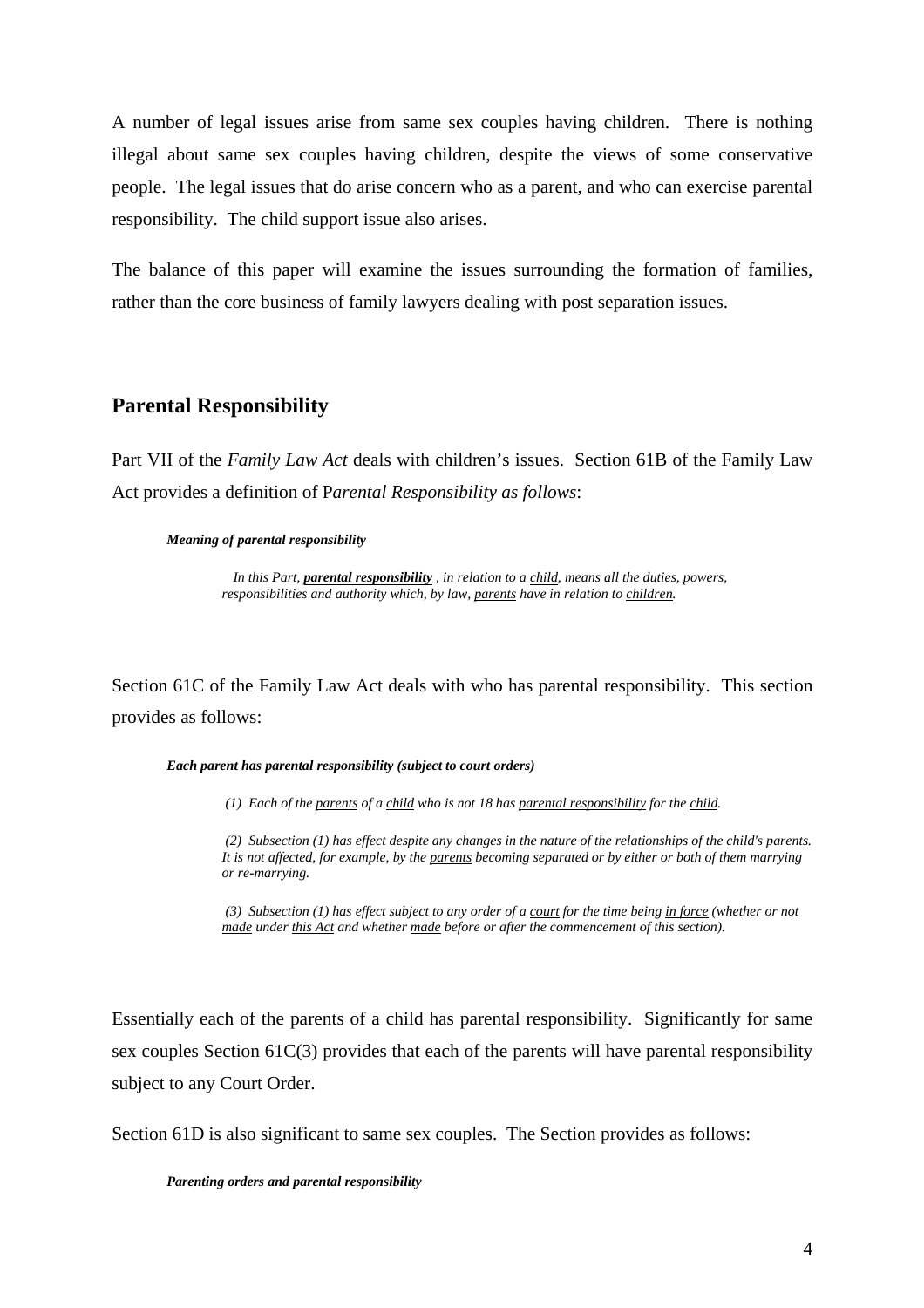A number of legal issues arise from same sex couples having children. There is nothing illegal about same sex couples having children, despite the views of some conservative people. The legal issues that do arise concern who as a parent, and who can exercise parental responsibility. The child support issue also arises.

The balance of this paper will examine the issues surrounding the formation of families, rather than the core business of family lawyers dealing with post separation issues.

## Parental Responsibility

Part VII of the *Family Law Act* deals with children's issues. Section 61B of the Family Law Act provides a definition of P*arental Responsibility as follows*:

> ***Meaning of parental responsibility***
>
> *In this Part, **parental responsibility** , in relation to a child, means all the duties, powers, responsibilities and authority which, by law, parents have in relation to children.*

Section 61C of the Family Law Act deals with who has parental responsibility. This section provides as follows:

> ***Each parent has parental responsibility (subject to court orders)***
>
> *(1) Each of the parents of a child who is not 18 has parental responsibility for the child.*
>
> *(2) Subsection (1) has effect despite any changes in the nature of the relationships of the child's parents. It is not affected, for example, by the parents becoming separated or by either or both of them marrying or re-marrying.*
>
> *(3) Subsection (1) has effect subject to any order of a court for the time being in force (whether or not made under this Act and whether made before or after the commencement of this section).*

Essentially each of the parents of a child has parental responsibility. Significantly for same sex couples Section 61C(3) provides that each of the parents will have parental responsibility subject to any Court Order.

Section 61D is also significant to same sex couples. The Section provides as follows:

> ***Parenting orders and parental responsibility***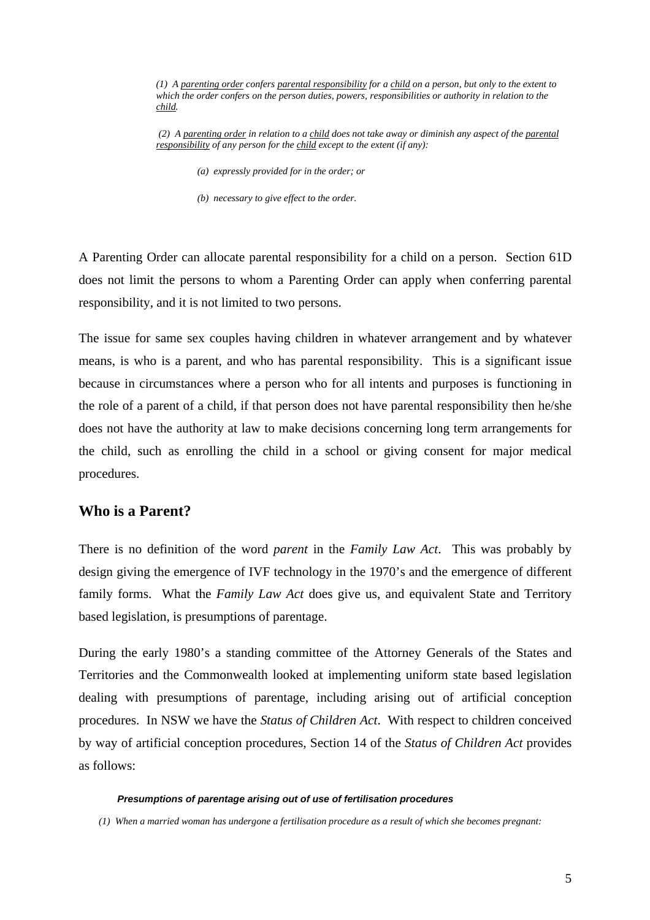*(1) A parenting order confers parental responsibility for a child on a person, but only to the extent to which the order confers on the person duties, powers, responsibilities or authority in relation to the child.*

*(2) A parenting order in relation to a child does not take away or diminish any aspect of the parental responsibility of any person for the child except to the extent (if any):*

*(a) expressly provided for in the order; or*

*(b) necessary to give effect to the order.*

A Parenting Order can allocate parental responsibility for a child on a person. Section 61D does not limit the persons to whom a Parenting Order can apply when conferring parental responsibility, and it is not limited to two persons.

The issue for same sex couples having children in whatever arrangement and by whatever means, is who is a parent, and who has parental responsibility. This is a significant issue because in circumstances where a person who for all intents and purposes is functioning in the role of a parent of a child, if that person does not have parental responsibility then he/she does not have the authority at law to make decisions concerning long term arrangements for the child, such as enrolling the child in a school or giving consent for major medical procedures.

## Who is a Parent?

There is no definition of the word *parent* in the *Family Law Act*. This was probably by design giving the emergence of IVF technology in the 1970's and the emergence of different family forms. What the *Family Law Act* does give us, and equivalent State and Territory based legislation, is presumptions of parentage.

During the early 1980's a standing committee of the Attorney Generals of the States and Territories and the Commonwealth looked at implementing uniform state based legislation dealing with presumptions of parentage, including arising out of artificial conception procedures. In NSW we have the *Status of Children Act*. With respect to children conceived by way of artificial conception procedures, Section 14 of the *Status of Children Act* provides as follows:

***Presumptions of parentage arising out of use of fertilisation procedures***

*(1) When a married woman has undergone a fertilisation procedure as a result of which she becomes pregnant:*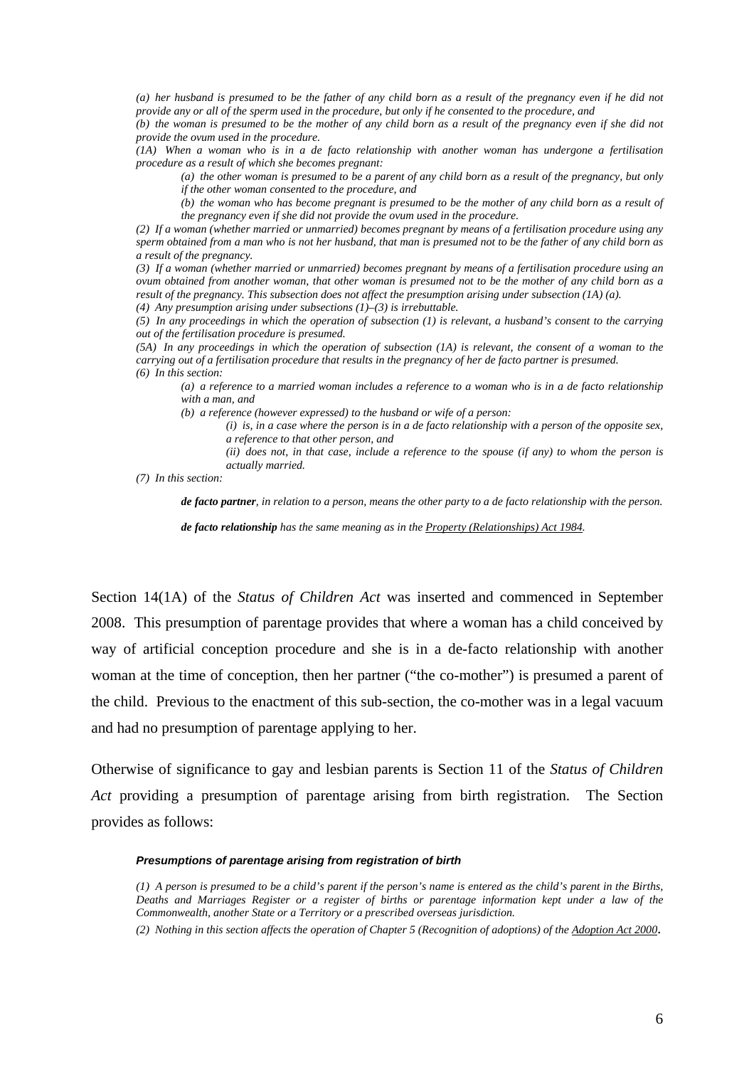*(a) her husband is presumed to be the father of any child born as a result of the pregnancy even if he did not provide any or all of the sperm used in the procedure, but only if he consented to the procedure, and*

*(b) the woman is presumed to be the mother of any child born as a result of the pregnancy even if she did not provide the ovum used in the procedure.*

*(1A) When a woman who is in a de facto relationship with another woman has undergone a fertilisation procedure as a result of which she becomes pregnant:*

> *(a) the other woman is presumed to be a parent of any child born as a result of the pregnancy, but only if the other woman consented to the procedure, and*
>
> *(b) the woman who has become pregnant is presumed to be the mother of any child born as a result of the pregnancy even if she did not provide the ovum used in the procedure.*

*(2) If a woman (whether married or unmarried) becomes pregnant by means of a fertilisation procedure using any sperm obtained from a man who is not her husband, that man is presumed not to be the father of any child born as a result of the pregnancy.*

*(3) If a woman (whether married or unmarried) becomes pregnant by means of a fertilisation procedure using an ovum obtained from another woman, that other woman is presumed not to be the mother of any child born as a result of the pregnancy. This subsection does not affect the presumption arising under subsection (1A) (a).*

*(4) Any presumption arising under subsections (1)–(3) is irrebuttable.*

*(5) In any proceedings in which the operation of subsection (1) is relevant, a husband's consent to the carrying out of the fertilisation procedure is presumed.*

*(5A) In any proceedings in which the operation of subsection (1A) is relevant, the consent of a woman to the carrying out of a fertilisation procedure that results in the pregnancy of her de facto partner is presumed.*

*(6) In this section:*

> *(a) a reference to a married woman includes a reference to a woman who is in a de facto relationship with a man, and*
>
> *(b) a reference (however expressed) to the husband or wife of a person:*
>
> > *(i) is, in a case where the person is in a de facto relationship with a person of the opposite sex, a reference to that other person, and*
> >
> > *(ii) does not, in that case, include a reference to the spouse (if any) to whom the person is actually married.*

*(7) In this section:*

> ***de facto partner**, in relation to a person, means the other party to a de facto relationship with the person.*
>
> ***de facto relationship** has the same meaning as in the Property (Relationships) Act 1984.*

Section 14(1A) of the *Status of Children Act* was inserted and commenced in September 2008. This presumption of parentage provides that where a woman has a child conceived by way of artificial conception procedure and she is in a de-facto relationship with another woman at the time of conception, then her partner ("the co-mother") is presumed a parent of the child. Previous to the enactment of this sub-section, the co-mother was in a legal vacuum and had no presumption of parentage applying to her.

Otherwise of significance to gay and lesbian parents is Section 11 of the *Status of Children Act* providing a presumption of parentage arising from birth registration. The Section provides as follows:

> ***Presumptions of parentage arising from registration of birth***
>
> *(1) A person is presumed to be a child's parent if the person's name is entered as the child's parent in the Births, Deaths and Marriages Register or a register of births or parentage information kept under a law of the Commonwealth, another State or a Territory or a prescribed overseas jurisdiction.*
>
> *(2) Nothing in this section affects the operation of Chapter 5 (Recognition of adoptions) of the Adoption Act 2000.*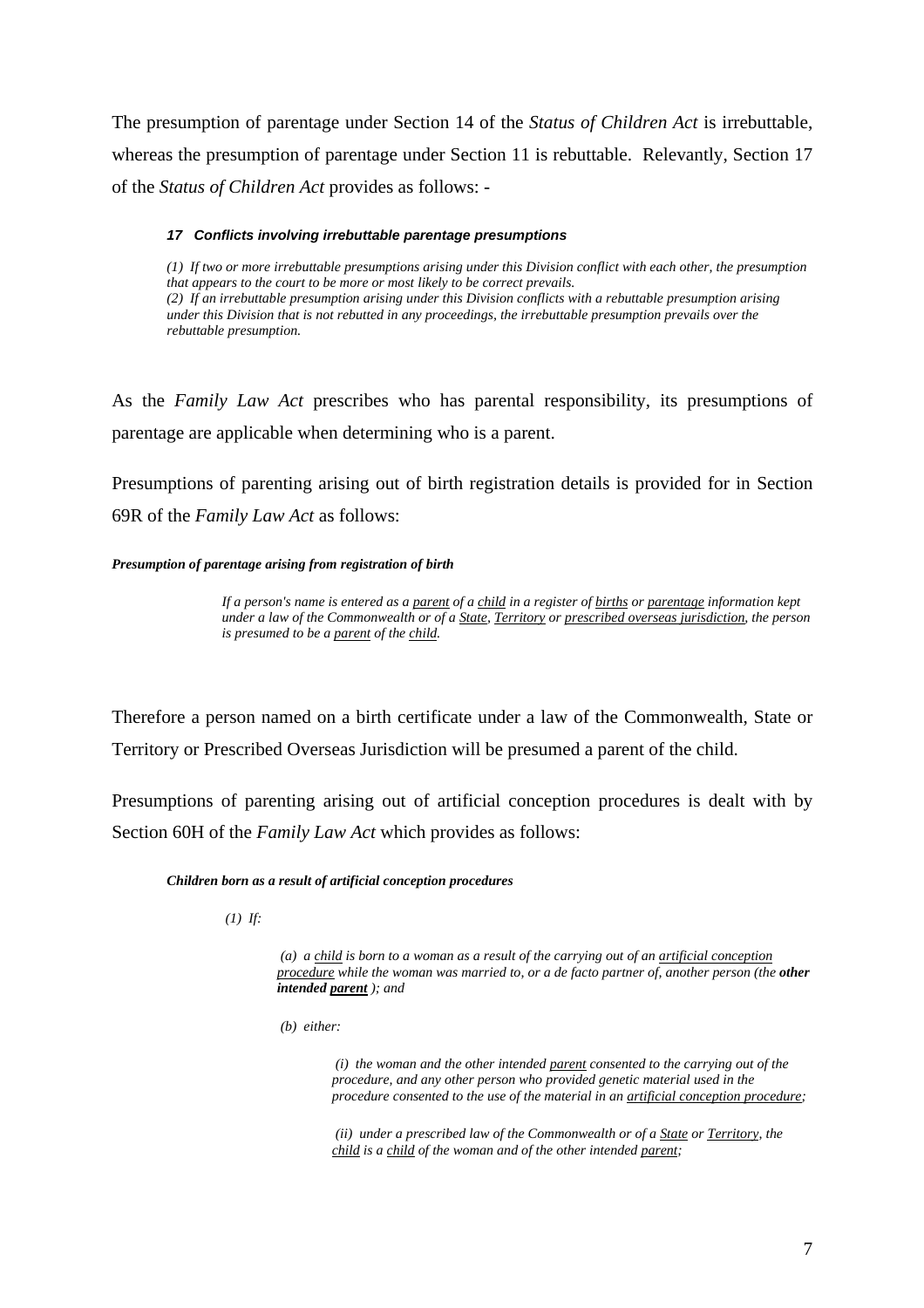The presumption of parentage under Section 14 of the *Status of Children Act* is irrebuttable, whereas the presumption of parentage under Section 11 is rebuttable. Relevantly, Section 17 of the *Status of Children Act* provides as follows: -

> ***17 Conflicts involving irrebuttable parentage presumptions***
>
> *(1) If two or more irrebuttable presumptions arising under this Division conflict with each other, the presumption that appears to the court to be more or most likely to be correct prevails.*
> *(2) If an irrebuttable presumption arising under this Division conflicts with a rebuttable presumption arising under this Division that is not rebutted in any proceedings, the irrebuttable presumption prevails over the rebuttable presumption.*

As the *Family Law Act* prescribes who has parental responsibility, its presumptions of parentage are applicable when determining who is a parent.

Presumptions of parenting arising out of birth registration details is provided for in Section 69R of the *Family Law Act* as follows:

***Presumption of parentage arising from registration of birth***

> *If a person's name is entered as a parent of a child in a register of births or parentage information kept under a law of the Commonwealth or of a State, Territory or prescribed overseas jurisdiction, the person is presumed to be a parent of the child.*

Therefore a person named on a birth certificate under a law of the Commonwealth, State or Territory or Prescribed Overseas Jurisdiction will be presumed a parent of the child.

Presumptions of parenting arising out of artificial conception procedures is dealt with by Section 60H of the *Family Law Act* which provides as follows:

***Children born as a result of artificial conception procedures***

> *(1) If:*
>
> *(a) a child is born to a woman as a result of the carrying out of an artificial conception procedure while the woman was married to, or a de facto partner of, another person (the **other intended parent** ); and*
>
> *(b) either:*
>
> *(i) the woman and the other intended parent consented to the carrying out of the procedure, and any other person who provided genetic material used in the procedure consented to the use of the material in an artificial conception procedure;*
>
> *(ii) under a prescribed law of the Commonwealth or of a State or Territory, the child is a child of the woman and of the other intended parent;*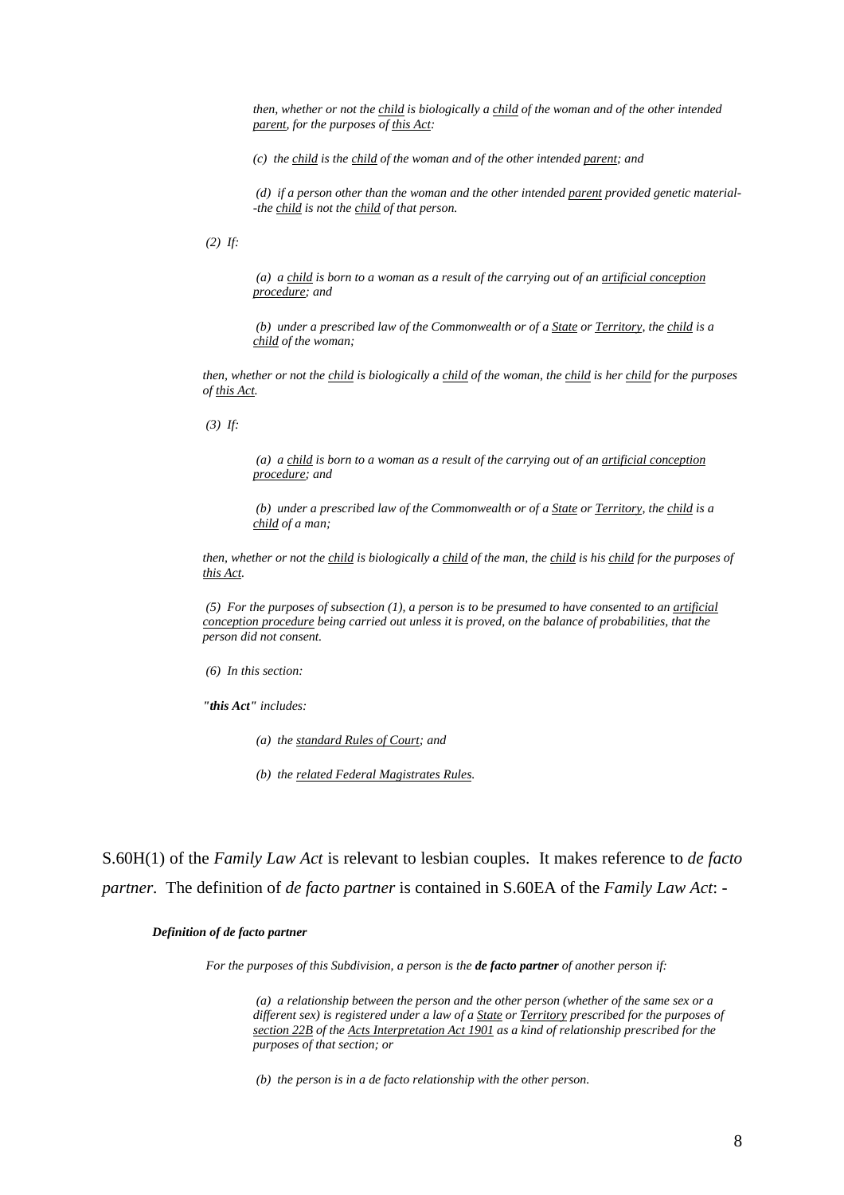*then, whether or not the child is biologically a child of the woman and of the other intended parent, for the purposes of this Act:*

*(c) the child is the child of the woman and of the other intended parent; and*

*(d) if a person other than the woman and the other intended parent provided genetic material--the child is not the child of that person.*

*(2) If:*

*(a) a child is born to a woman as a result of the carrying out of an artificial conception procedure; and*

*(b) under a prescribed law of the Commonwealth or of a State or Territory, the child is a child of the woman;*

*then, whether or not the child is biologically a child of the woman, the child is her child for the purposes of this Act.*

*(3) If:*

*(a) a child is born to a woman as a result of the carrying out of an artificial conception procedure; and*

*(b) under a prescribed law of the Commonwealth or of a State or Territory, the child is a child of a man;*

*then, whether or not the child is biologically a child of the man, the child is his child for the purposes of this Act.*

*(5) For the purposes of subsection (1), a person is to be presumed to have consented to an artificial conception procedure being carried out unless it is proved, on the balance of probabilities, that the person did not consent.*

*(6) In this section:*

***"this Act"** includes:*

*(a) the standard Rules of Court; and*

*(b) the related Federal Magistrates Rules.*

S.60H(1) of the *Family Law Act* is relevant to lesbian couples. It makes reference to *de facto partner*. The definition of *de facto partner* is contained in S.60EA of the *Family Law Act*: -

***Definition of de facto partner***

*For the purposes of this Subdivision, a person is the **de facto partner** of another person if:*

*(a) a relationship between the person and the other person (whether of the same sex or a different sex) is registered under a law of a State or Territory prescribed for the purposes of section 22B of the Acts Interpretation Act 1901 as a kind of relationship prescribed for the purposes of that section; or*

*(b) the person is in a de facto relationship with the other person.*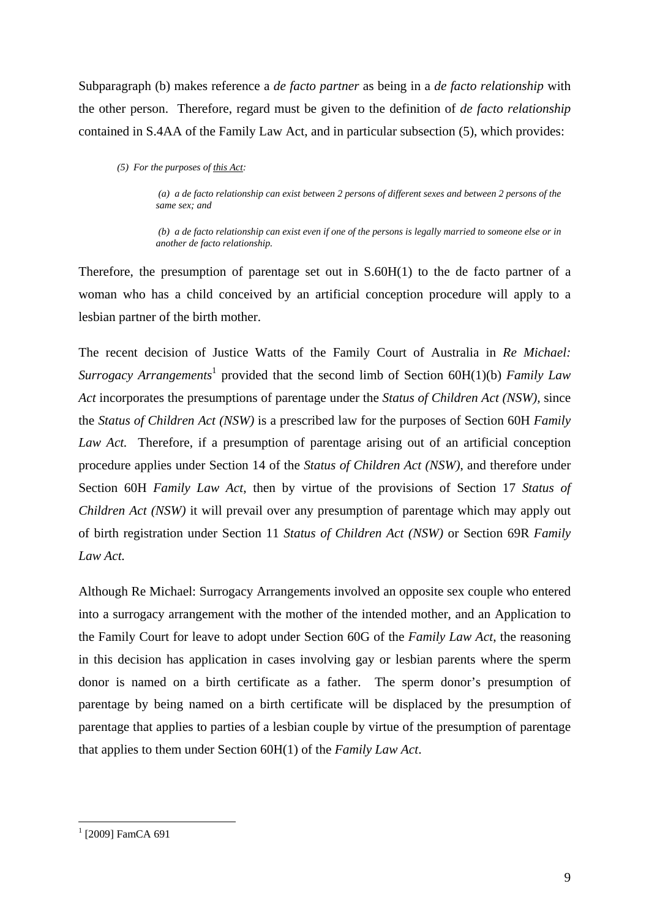Subparagraph (b) makes reference a *de facto partner* as being in a *de facto relationship* with the other person. Therefore, regard must be given to the definition of *de facto relationship* contained in S.4AA of the Family Law Act, and in particular subsection (5), which provides:

> *(5) For the purposes of this Act:*
>
> *(a) a de facto relationship can exist between 2 persons of different sexes and between 2 persons of the same sex; and*
>
> *(b) a de facto relationship can exist even if one of the persons is legally married to someone else or in another de facto relationship.*

Therefore, the presumption of parentage set out in S.60H(1) to the de facto partner of a woman who has a child conceived by an artificial conception procedure will apply to a lesbian partner of the birth mother.

The recent decision of Justice Watts of the Family Court of Australia in *Re Michael: Surrogacy Arrangements*[1] provided that the second limb of Section 60H(1)(b) *Family Law Act* incorporates the presumptions of parentage under the *Status of Children Act (NSW)*, since the *Status of Children Act (NSW)* is a prescribed law for the purposes of Section 60H *Family Law Act.* Therefore, if a presumption of parentage arising out of an artificial conception procedure applies under Section 14 of the *Status of Children Act (NSW)*, and therefore under Section 60H *Family Law Act*, then by virtue of the provisions of Section 17 *Status of Children Act (NSW)* it will prevail over any presumption of parentage which may apply out of birth registration under Section 11 *Status of Children Act (NSW)* or Section 69R *Family Law Act.*

Although Re Michael: Surrogacy Arrangements involved an opposite sex couple who entered into a surrogacy arrangement with the mother of the intended mother, and an Application to the Family Court for leave to adopt under Section 60G of the *Family Law Act*, the reasoning in this decision has application in cases involving gay or lesbian parents where the sperm donor is named on a birth certificate as a father. The sperm donor's presumption of parentage by being named on a birth certificate will be displaced by the presumption of parentage that applies to parties of a lesbian couple by virtue of the presumption of parentage that applies to them under Section 60H(1) of the *Family Law Act*.

---

[1] [2009] FamCA 691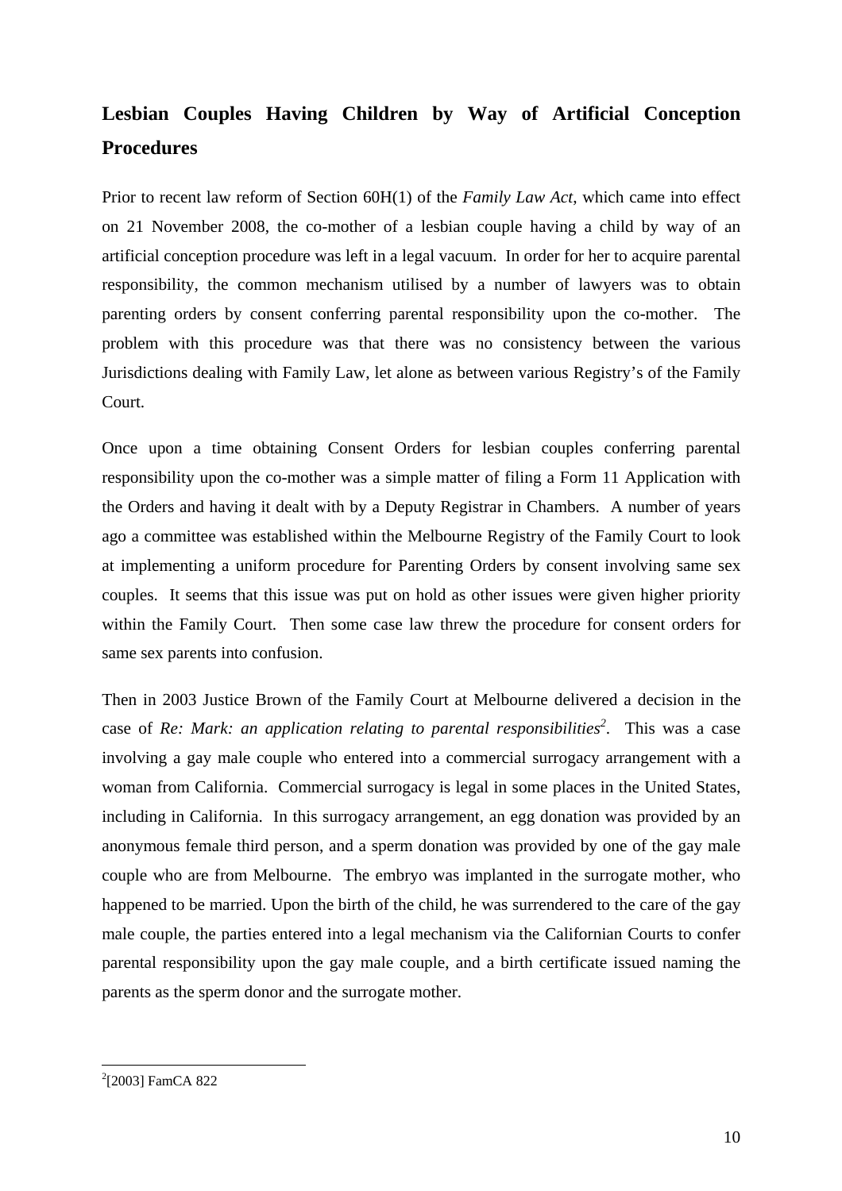## Lesbian Couples Having Children by Way of Artificial Conception Procedures

Prior to recent law reform of Section 60H(1) of the *Family Law Act*, which came into effect on 21 November 2008, the co-mother of a lesbian couple having a child by way of an artificial conception procedure was left in a legal vacuum. In order for her to acquire parental responsibility, the common mechanism utilised by a number of lawyers was to obtain parenting orders by consent conferring parental responsibility upon the co-mother. The problem with this procedure was that there was no consistency between the various Jurisdictions dealing with Family Law, let alone as between various Registry's of the Family Court.

Once upon a time obtaining Consent Orders for lesbian couples conferring parental responsibility upon the co-mother was a simple matter of filing a Form 11 Application with the Orders and having it dealt with by a Deputy Registrar in Chambers. A number of years ago a committee was established within the Melbourne Registry of the Family Court to look at implementing a uniform procedure for Parenting Orders by consent involving same sex couples. It seems that this issue was put on hold as other issues were given higher priority within the Family Court. Then some case law threw the procedure for consent orders for same sex parents into confusion.

Then in 2003 Justice Brown of the Family Court at Melbourne delivered a decision in the case of *Re: Mark: an application relating to parental responsibilities*[2]. This was a case involving a gay male couple who entered into a commercial surrogacy arrangement with a woman from California. Commercial surrogacy is legal in some places in the United States, including in California. In this surrogacy arrangement, an egg donation was provided by an anonymous female third person, and a sperm donation was provided by one of the gay male couple who are from Melbourne. The embryo was implanted in the surrogate mother, who happened to be married. Upon the birth of the child, he was surrendered to the care of the gay male couple, the parties entered into a legal mechanism via the Californian Courts to confer parental responsibility upon the gay male couple, and a birth certificate issued naming the parents as the sperm donor and the surrogate mother.

---

[2] [2003] FamCA 822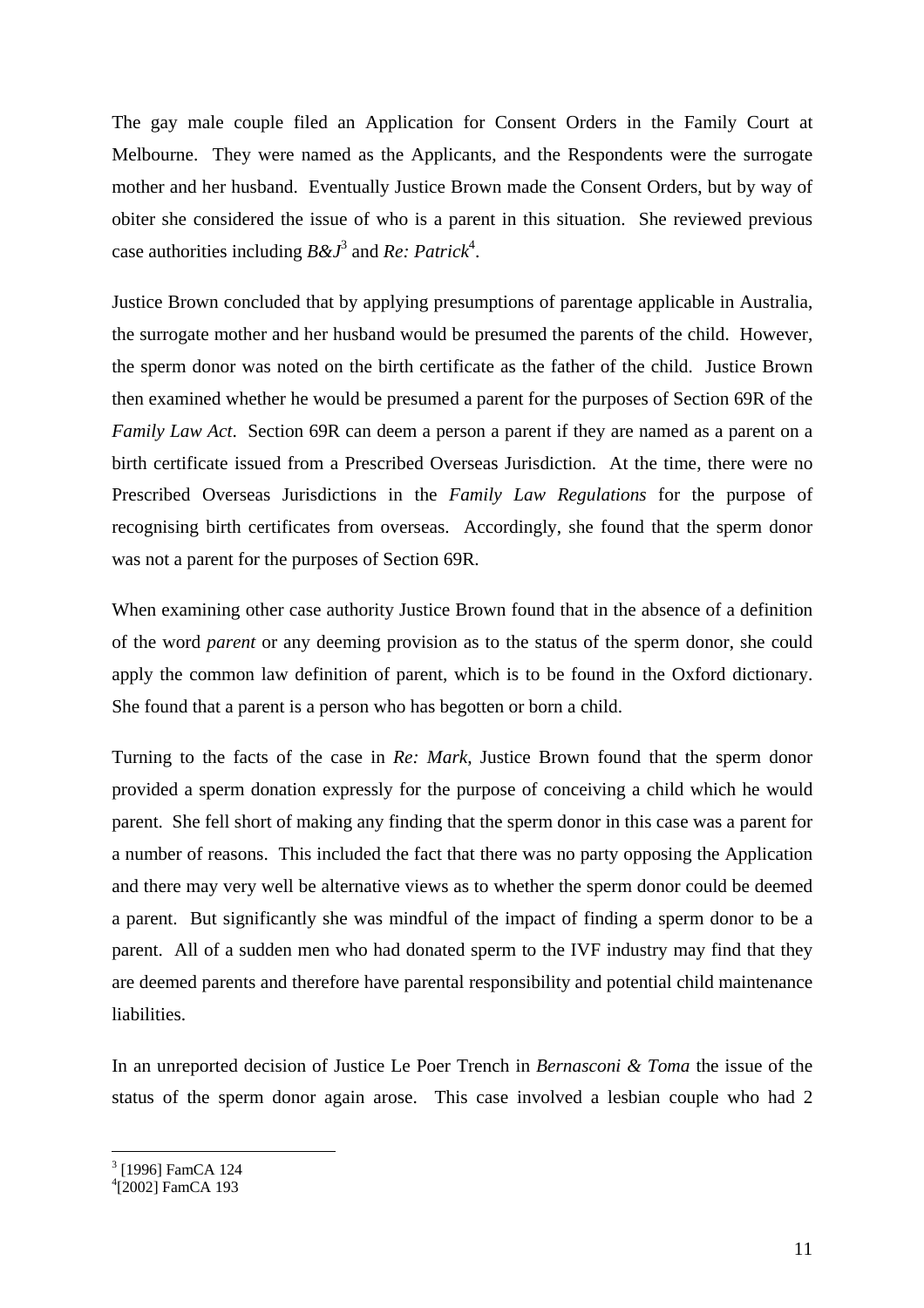The gay male couple filed an Application for Consent Orders in the Family Court at Melbourne. They were named as the Applicants, and the Respondents were the surrogate mother and her husband. Eventually Justice Brown made the Consent Orders, but by way of obiter she considered the issue of who is a parent in this situation. She reviewed previous case authorities including *B&J*[3] and *Re: Patrick*[4].

Justice Brown concluded that by applying presumptions of parentage applicable in Australia, the surrogate mother and her husband would be presumed the parents of the child. However, the sperm donor was noted on the birth certificate as the father of the child. Justice Brown then examined whether he would be presumed a parent for the purposes of Section 69R of the *Family Law Act*. Section 69R can deem a person a parent if they are named as a parent on a birth certificate issued from a Prescribed Overseas Jurisdiction. At the time, there were no Prescribed Overseas Jurisdictions in the *Family Law Regulations* for the purpose of recognising birth certificates from overseas. Accordingly, she found that the sperm donor was not a parent for the purposes of Section 69R.

When examining other case authority Justice Brown found that in the absence of a definition of the word *parent* or any deeming provision as to the status of the sperm donor, she could apply the common law definition of parent, which is to be found in the Oxford dictionary. She found that a parent is a person who has begotten or born a child.

Turning to the facts of the case in *Re: Mark*, Justice Brown found that the sperm donor provided a sperm donation expressly for the purpose of conceiving a child which he would parent. She fell short of making any finding that the sperm donor in this case was a parent for a number of reasons. This included the fact that there was no party opposing the Application and there may very well be alternative views as to whether the sperm donor could be deemed a parent. But significantly she was mindful of the impact of finding a sperm donor to be a parent. All of a sudden men who had donated sperm to the IVF industry may find that they are deemed parents and therefore have parental responsibility and potential child maintenance liabilities.

In an unreported decision of Justice Le Poer Trench in *Bernasconi & Toma* the issue of the status of the sperm donor again arose. This case involved a lesbian couple who had 2

---

[3] [1996] FamCA 124

[4] [2002] FamCA 193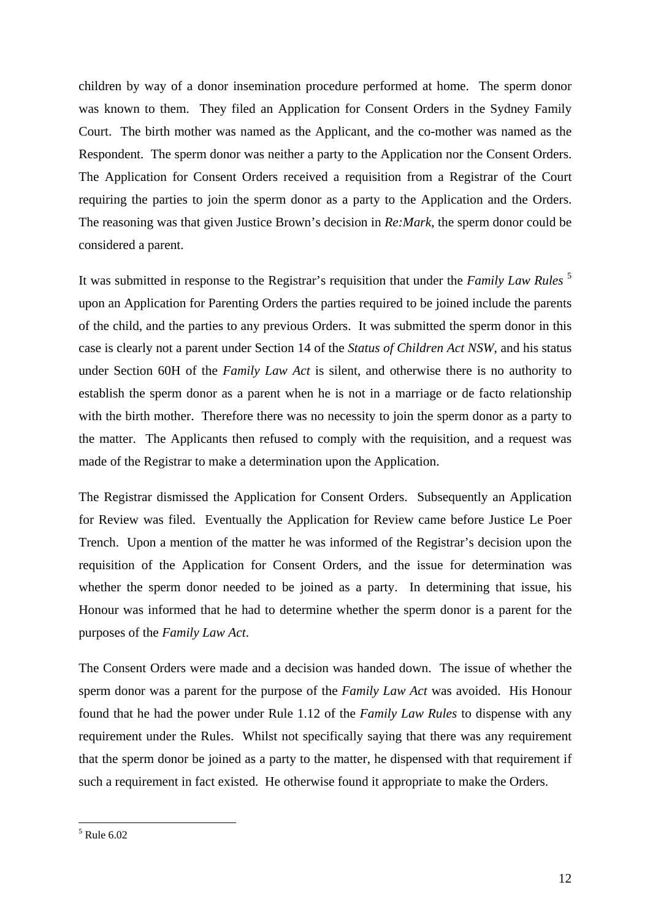children by way of a donor insemination procedure performed at home. The sperm donor was known to them. They filed an Application for Consent Orders in the Sydney Family Court. The birth mother was named as the Applicant, and the co-mother was named as the Respondent. The sperm donor was neither a party to the Application nor the Consent Orders. The Application for Consent Orders received a requisition from a Registrar of the Court requiring the parties to join the sperm donor as a party to the Application and the Orders. The reasoning was that given Justice Brown's decision in *Re:Mark*, the sperm donor could be considered a parent.

It was submitted in response to the Registrar's requisition that under the *Family Law Rules* [5] upon an Application for Parenting Orders the parties required to be joined include the parents of the child, and the parties to any previous Orders. It was submitted the sperm donor in this case is clearly not a parent under Section 14 of the *Status of Children Act NSW*, and his status under Section 60H of the *Family Law Act* is silent, and otherwise there is no authority to establish the sperm donor as a parent when he is not in a marriage or de facto relationship with the birth mother. Therefore there was no necessity to join the sperm donor as a party to the matter. The Applicants then refused to comply with the requisition, and a request was made of the Registrar to make a determination upon the Application.

The Registrar dismissed the Application for Consent Orders. Subsequently an Application for Review was filed. Eventually the Application for Review came before Justice Le Poer Trench. Upon a mention of the matter he was informed of the Registrar's decision upon the requisition of the Application for Consent Orders, and the issue for determination was whether the sperm donor needed to be joined as a party. In determining that issue, his Honour was informed that he had to determine whether the sperm donor is a parent for the purposes of the *Family Law Act*.

The Consent Orders were made and a decision was handed down. The issue of whether the sperm donor was a parent for the purpose of the *Family Law Act* was avoided. His Honour found that he had the power under Rule 1.12 of the *Family Law Rules* to dispense with any requirement under the Rules. Whilst not specifically saying that there was any requirement that the sperm donor be joined as a party to the matter, he dispensed with that requirement if such a requirement in fact existed. He otherwise found it appropriate to make the Orders.

---

[5] Rule 6.02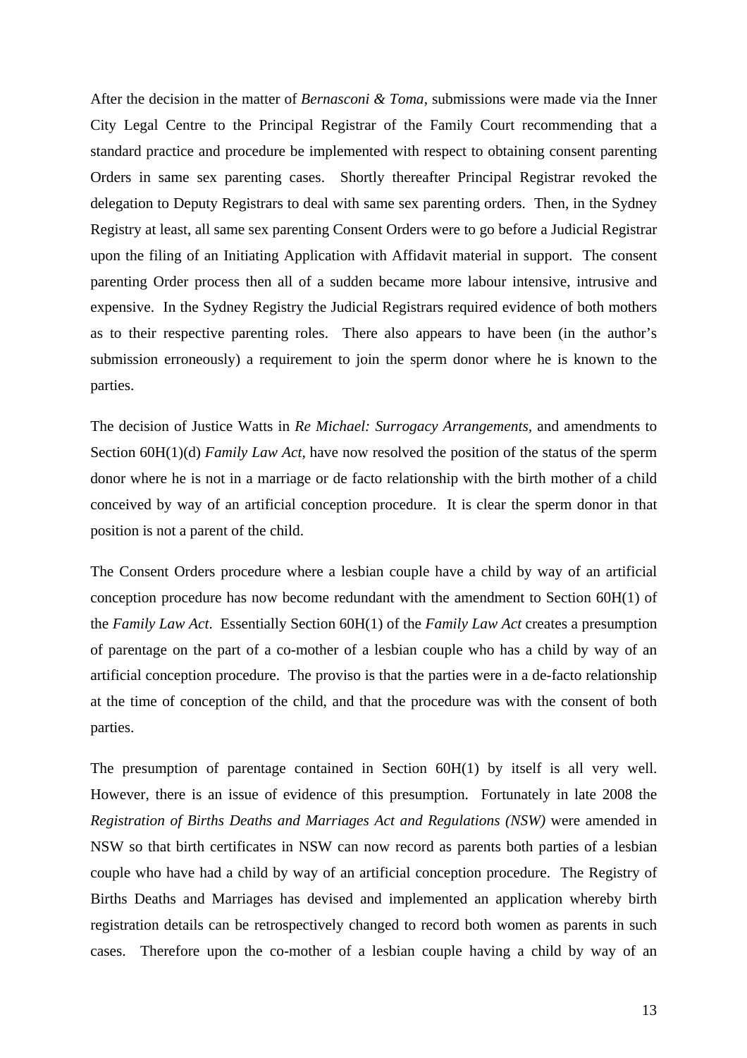After the decision in the matter of *Bernasconi & Toma*, submissions were made via the Inner City Legal Centre to the Principal Registrar of the Family Court recommending that a standard practice and procedure be implemented with respect to obtaining consent parenting Orders in same sex parenting cases. Shortly thereafter Principal Registrar revoked the delegation to Deputy Registrars to deal with same sex parenting orders. Then, in the Sydney Registry at least, all same sex parenting Consent Orders were to go before a Judicial Registrar upon the filing of an Initiating Application with Affidavit material in support. The consent parenting Order process then all of a sudden became more labour intensive, intrusive and expensive. In the Sydney Registry the Judicial Registrars required evidence of both mothers as to their respective parenting roles. There also appears to have been (in the author's submission erroneously) a requirement to join the sperm donor where he is known to the parties.

The decision of Justice Watts in *Re Michael: Surrogacy Arrangements*, and amendments to Section 60H(1)(d) *Family Law Act,* have now resolved the position of the status of the sperm donor where he is not in a marriage or de facto relationship with the birth mother of a child conceived by way of an artificial conception procedure. It is clear the sperm donor in that position is not a parent of the child.

The Consent Orders procedure where a lesbian couple have a child by way of an artificial conception procedure has now become redundant with the amendment to Section 60H(1) of the *Family Law Act*. Essentially Section 60H(1) of the *Family Law Act* creates a presumption of parentage on the part of a co-mother of a lesbian couple who has a child by way of an artificial conception procedure. The proviso is that the parties were in a de-facto relationship at the time of conception of the child, and that the procedure was with the consent of both parties.

The presumption of parentage contained in Section 60H(1) by itself is all very well. However, there is an issue of evidence of this presumption. Fortunately in late 2008 the *Registration of Births Deaths and Marriages Act and Regulations (NSW)* were amended in NSW so that birth certificates in NSW can now record as parents both parties of a lesbian couple who have had a child by way of an artificial conception procedure. The Registry of Births Deaths and Marriages has devised and implemented an application whereby birth registration details can be retrospectively changed to record both women as parents in such cases. Therefore upon the co-mother of a lesbian couple having a child by way of an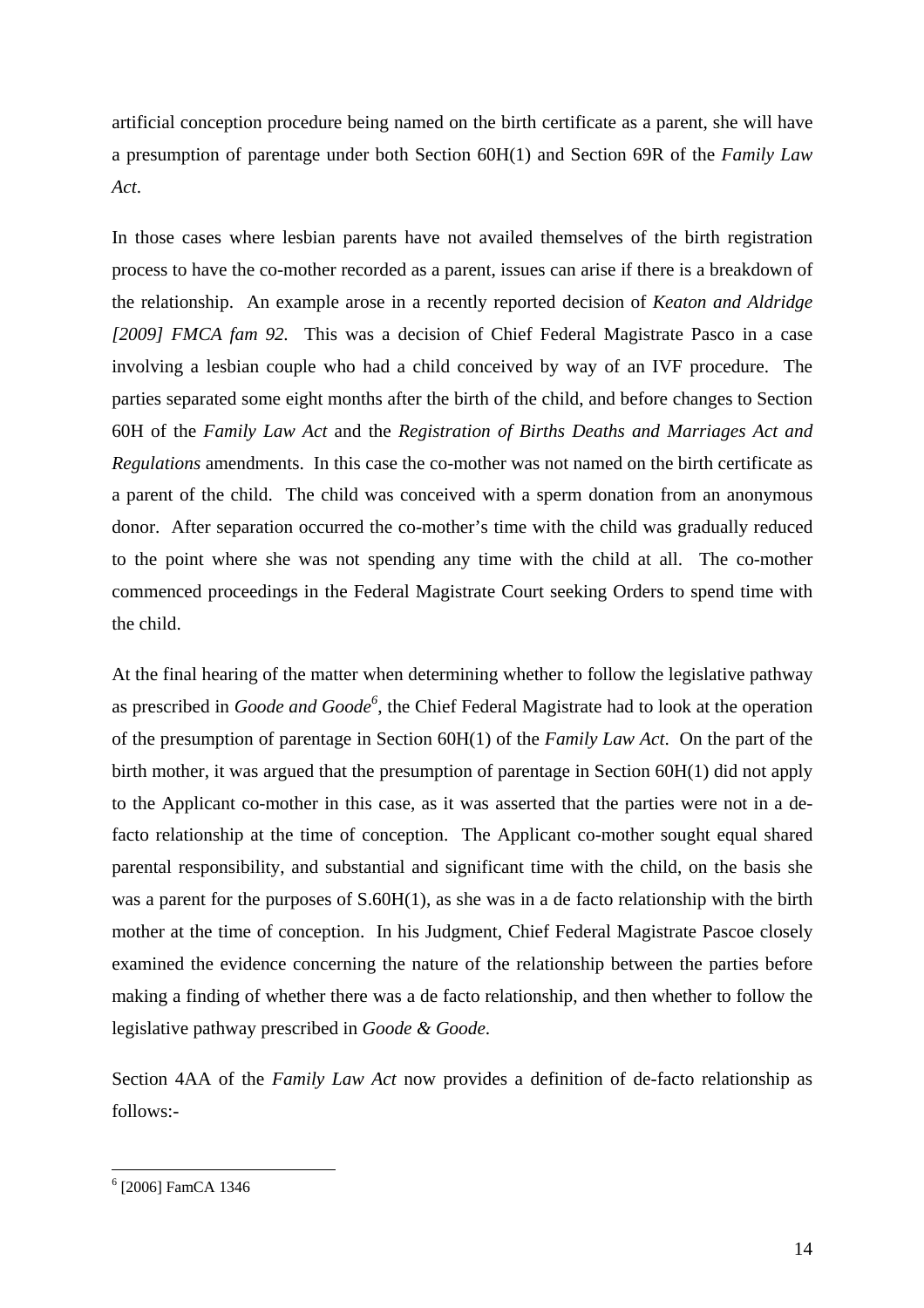artificial conception procedure being named on the birth certificate as a parent, she will have a presumption of parentage under both Section 60H(1) and Section 69R of the *Family Law Act*.

In those cases where lesbian parents have not availed themselves of the birth registration process to have the co-mother recorded as a parent, issues can arise if there is a breakdown of the relationship. An example arose in a recently reported decision of *Keaton and Aldridge [2009] FMCA fam 92.* This was a decision of Chief Federal Magistrate Pasco in a case involving a lesbian couple who had a child conceived by way of an IVF procedure. The parties separated some eight months after the birth of the child, and before changes to Section 60H of the *Family Law Act* and the *Registration of Births Deaths and Marriages Act and Regulations* amendments. In this case the co-mother was not named on the birth certificate as a parent of the child. The child was conceived with a sperm donation from an anonymous donor. After separation occurred the co-mother's time with the child was gradually reduced to the point where she was not spending any time with the child at all. The co-mother commenced proceedings in the Federal Magistrate Court seeking Orders to spend time with the child.

At the final hearing of the matter when determining whether to follow the legislative pathway as prescribed in *Goode and Goode*[6], the Chief Federal Magistrate had to look at the operation of the presumption of parentage in Section 60H(1) of the *Family Law Act*. On the part of the birth mother, it was argued that the presumption of parentage in Section 60H(1) did not apply to the Applicant co-mother in this case, as it was asserted that the parties were not in a de-facto relationship at the time of conception. The Applicant co-mother sought equal shared parental responsibility, and substantial and significant time with the child, on the basis she was a parent for the purposes of S.60H(1), as she was in a de facto relationship with the birth mother at the time of conception. In his Judgment, Chief Federal Magistrate Pascoe closely examined the evidence concerning the nature of the relationship between the parties before making a finding of whether there was a de facto relationship, and then whether to follow the legislative pathway prescribed in *Goode & Goode*.

Section 4AA of the *Family Law Act* now provides a definition of de-facto relationship as follows:-

[6] [2006] FamCA 1346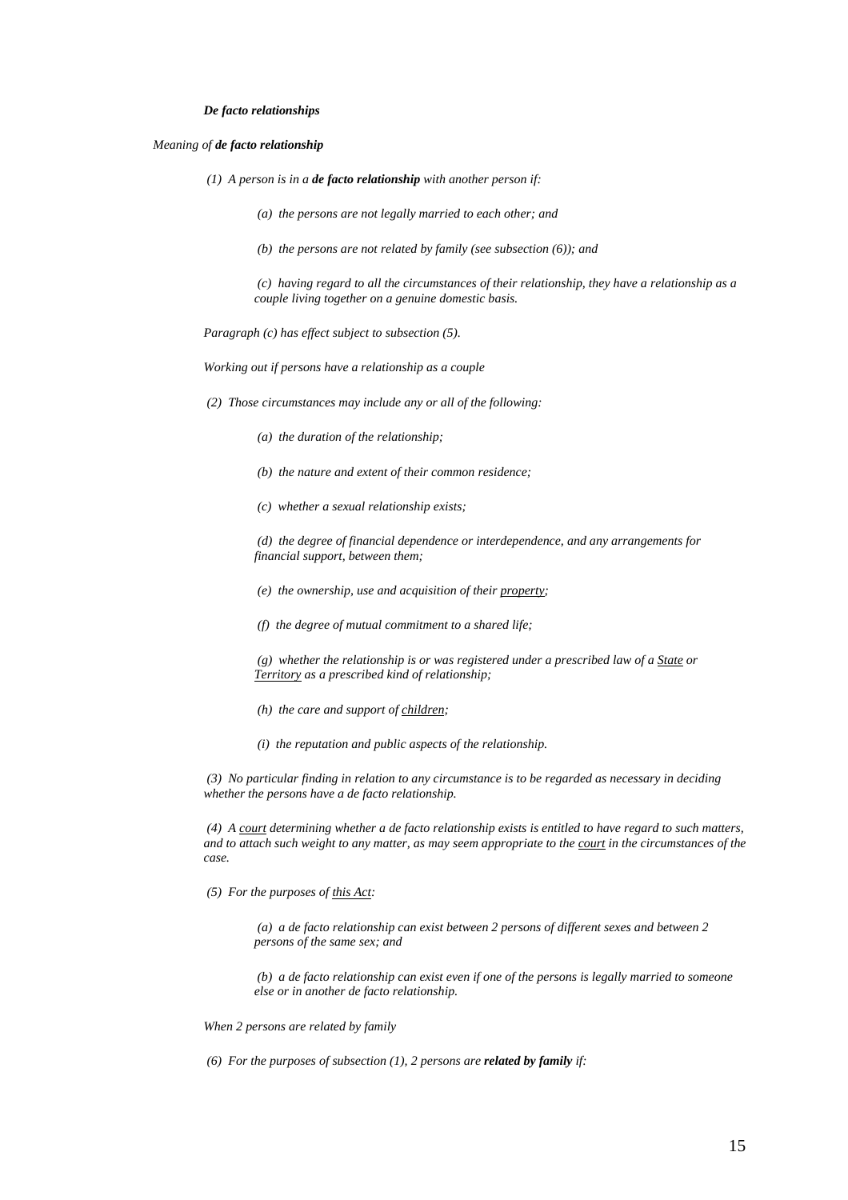***De facto relationships***

*Meaning of* ***de facto relationship***

*(1) A person is in a* ***de facto relationship*** *with another person if:*

*(a) the persons are not legally married to each other; and*

*(b) the persons are not related by family (see subsection (6)); and*

*(c) having regard to all the circumstances of their relationship, they have a relationship as a couple living together on a genuine domestic basis.*

*Paragraph (c) has effect subject to subsection (5).*

*Working out if persons have a relationship as a couple*

*(2) Those circumstances may include any or all of the following:*

*(a) the duration of the relationship;*

*(b) the nature and extent of their common residence;*

*(c) whether a sexual relationship exists;*

*(d) the degree of financial dependence or interdependence, and any arrangements for financial support, between them;*

*(e) the ownership, use and acquisition of their property;*

*(f) the degree of mutual commitment to a shared life;*

*(g) whether the relationship is or was registered under a prescribed law of a State or Territory as a prescribed kind of relationship;*

*(h) the care and support of children;*

*(i) the reputation and public aspects of the relationship.*

*(3) No particular finding in relation to any circumstance is to be regarded as necessary in deciding whether the persons have a de facto relationship.*

*(4) A court determining whether a de facto relationship exists is entitled to have regard to such matters, and to attach such weight to any matter, as may seem appropriate to the court in the circumstances of the case.*

*(5) For the purposes of this Act:*

*(a) a de facto relationship can exist between 2 persons of different sexes and between 2 persons of the same sex; and*

*(b) a de facto relationship can exist even if one of the persons is legally married to someone else or in another de facto relationship.*

*When 2 persons are related by family*

*(6) For the purposes of subsection (1), 2 persons are* ***related by family*** *if:*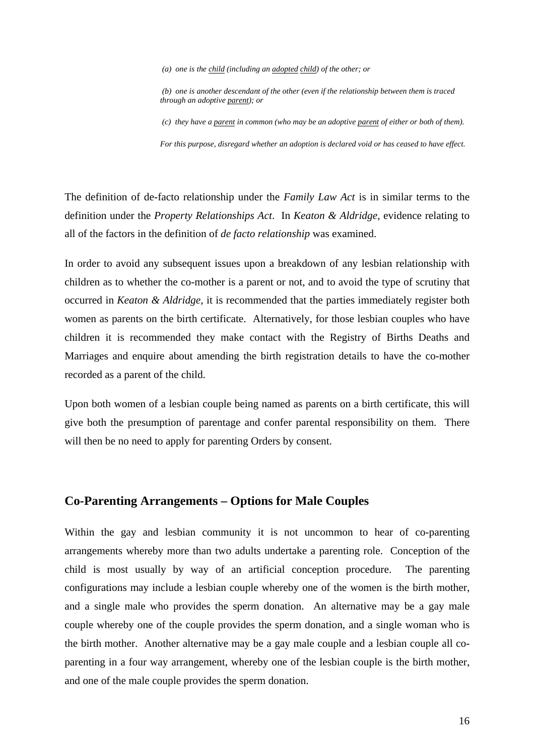> *(a) one is the child (including an adopted child) of the other; or*
>
> *(b) one is another descendant of the other (even if the relationship between them is traced through an adoptive parent); or*
>
> *(c) they have a parent in common (who may be an adoptive parent of either or both of them).*
>
> *For this purpose, disregard whether an adoption is declared void or has ceased to have effect.*

The definition of de-facto relationship under the *Family Law Act* is in similar terms to the definition under the *Property Relationships Act*. In *Keaton & Aldridge*, evidence relating to all of the factors in the definition of *de facto relationship* was examined.

In order to avoid any subsequent issues upon a breakdown of any lesbian relationship with children as to whether the co-mother is a parent or not, and to avoid the type of scrutiny that occurred in *Keaton & Aldridge*, it is recommended that the parties immediately register both women as parents on the birth certificate. Alternatively, for those lesbian couples who have children it is recommended they make contact with the Registry of Births Deaths and Marriages and enquire about amending the birth registration details to have the co-mother recorded as a parent of the child.

Upon both women of a lesbian couple being named as parents on a birth certificate, this will give both the presumption of parentage and confer parental responsibility on them. There will then be no need to apply for parenting Orders by consent.

## Co-Parenting Arrangements – Options for Male Couples

Within the gay and lesbian community it is not uncommon to hear of co-parenting arrangements whereby more than two adults undertake a parenting role. Conception of the child is most usually by way of an artificial conception procedure. The parenting configurations may include a lesbian couple whereby one of the women is the birth mother, and a single male who provides the sperm donation. An alternative may be a gay male couple whereby one of the couple provides the sperm donation, and a single woman who is the birth mother. Another alternative may be a gay male couple and a lesbian couple all co-parenting in a four way arrangement, whereby one of the lesbian couple is the birth mother, and one of the male couple provides the sperm donation.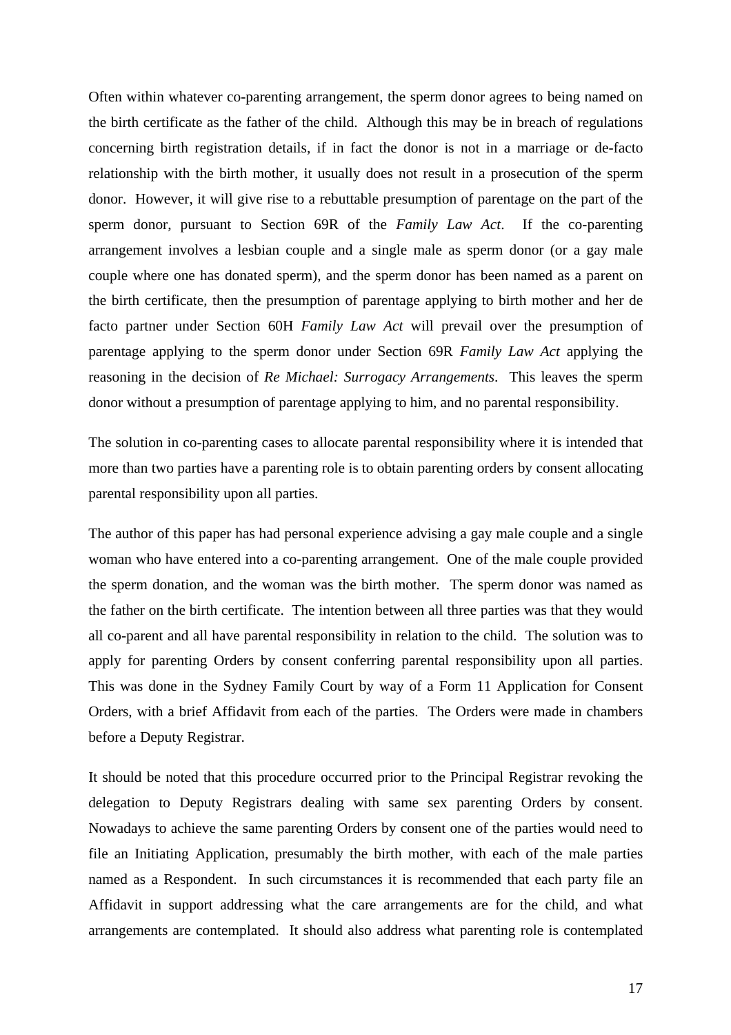Often within whatever co-parenting arrangement, the sperm donor agrees to being named on the birth certificate as the father of the child. Although this may be in breach of regulations concerning birth registration details, if in fact the donor is not in a marriage or de-facto relationship with the birth mother, it usually does not result in a prosecution of the sperm donor. However, it will give rise to a rebuttable presumption of parentage on the part of the sperm donor, pursuant to Section 69R of the *Family Law Act*. If the co-parenting arrangement involves a lesbian couple and a single male as sperm donor (or a gay male couple where one has donated sperm), and the sperm donor has been named as a parent on the birth certificate, then the presumption of parentage applying to birth mother and her de facto partner under Section 60H *Family Law Act* will prevail over the presumption of parentage applying to the sperm donor under Section 69R *Family Law Act* applying the reasoning in the decision of *Re Michael: Surrogacy Arrangements*. This leaves the sperm donor without a presumption of parentage applying to him, and no parental responsibility.

The solution in co-parenting cases to allocate parental responsibility where it is intended that more than two parties have a parenting role is to obtain parenting orders by consent allocating parental responsibility upon all parties.

The author of this paper has had personal experience advising a gay male couple and a single woman who have entered into a co-parenting arrangement. One of the male couple provided the sperm donation, and the woman was the birth mother. The sperm donor was named as the father on the birth certificate. The intention between all three parties was that they would all co-parent and all have parental responsibility in relation to the child. The solution was to apply for parenting Orders by consent conferring parental responsibility upon all parties. This was done in the Sydney Family Court by way of a Form 11 Application for Consent Orders, with a brief Affidavit from each of the parties. The Orders were made in chambers before a Deputy Registrar.

It should be noted that this procedure occurred prior to the Principal Registrar revoking the delegation to Deputy Registrars dealing with same sex parenting Orders by consent. Nowadays to achieve the same parenting Orders by consent one of the parties would need to file an Initiating Application, presumably the birth mother, with each of the male parties named as a Respondent. In such circumstances it is recommended that each party file an Affidavit in support addressing what the care arrangements are for the child, and what arrangements are contemplated. It should also address what parenting role is contemplated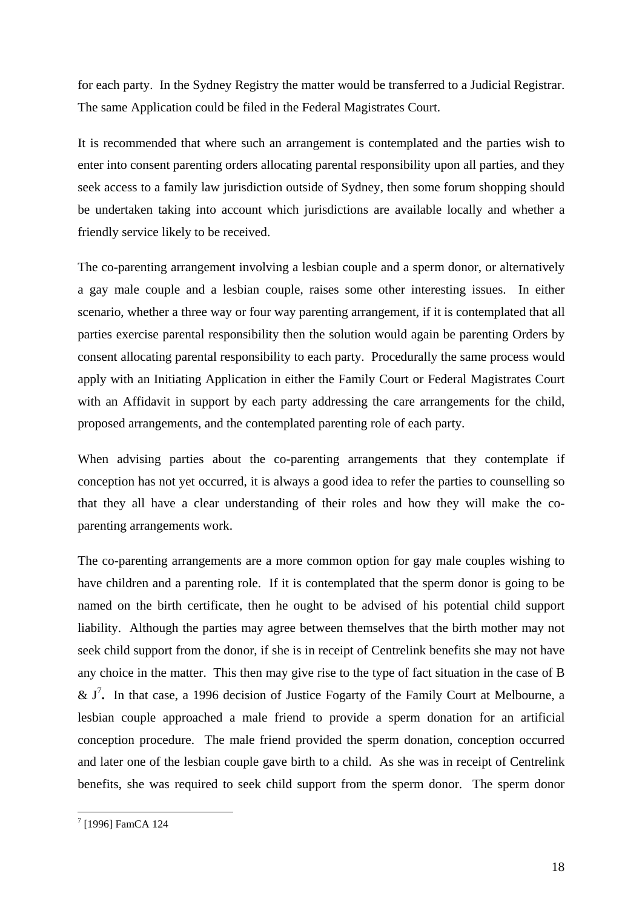for each party. In the Sydney Registry the matter would be transferred to a Judicial Registrar. The same Application could be filed in the Federal Magistrates Court.

It is recommended that where such an arrangement is contemplated and the parties wish to enter into consent parenting orders allocating parental responsibility upon all parties, and they seek access to a family law jurisdiction outside of Sydney, then some forum shopping should be undertaken taking into account which jurisdictions are available locally and whether a friendly service likely to be received.

The co-parenting arrangement involving a lesbian couple and a sperm donor, or alternatively a gay male couple and a lesbian couple, raises some other interesting issues. In either scenario, whether a three way or four way parenting arrangement, if it is contemplated that all parties exercise parental responsibility then the solution would again be parenting Orders by consent allocating parental responsibility to each party. Procedurally the same process would apply with an Initiating Application in either the Family Court or Federal Magistrates Court with an Affidavit in support by each party addressing the care arrangements for the child, proposed arrangements, and the contemplated parenting role of each party.

When advising parties about the co-parenting arrangements that they contemplate if conception has not yet occurred, it is always a good idea to refer the parties to counselling so that they all have a clear understanding of their roles and how they will make the co-parenting arrangements work.

The co-parenting arrangements are a more common option for gay male couples wishing to have children and a parenting role. If it is contemplated that the sperm donor is going to be named on the birth certificate, then he ought to be advised of his potential child support liability. Although the parties may agree between themselves that the birth mother may not seek child support from the donor, if she is in receipt of Centrelink benefits she may not have any choice in the matter. This then may give rise to the type of fact situation in the case of B & J[7]**.** In that case, a 1996 decision of Justice Fogarty of the Family Court at Melbourne, a lesbian couple approached a male friend to provide a sperm donation for an artificial conception procedure. The male friend provided the sperm donation, conception occurred and later one of the lesbian couple gave birth to a child. As she was in receipt of Centrelink benefits, she was required to seek child support from the sperm donor. The sperm donor

---

[7] [1996] FamCA 124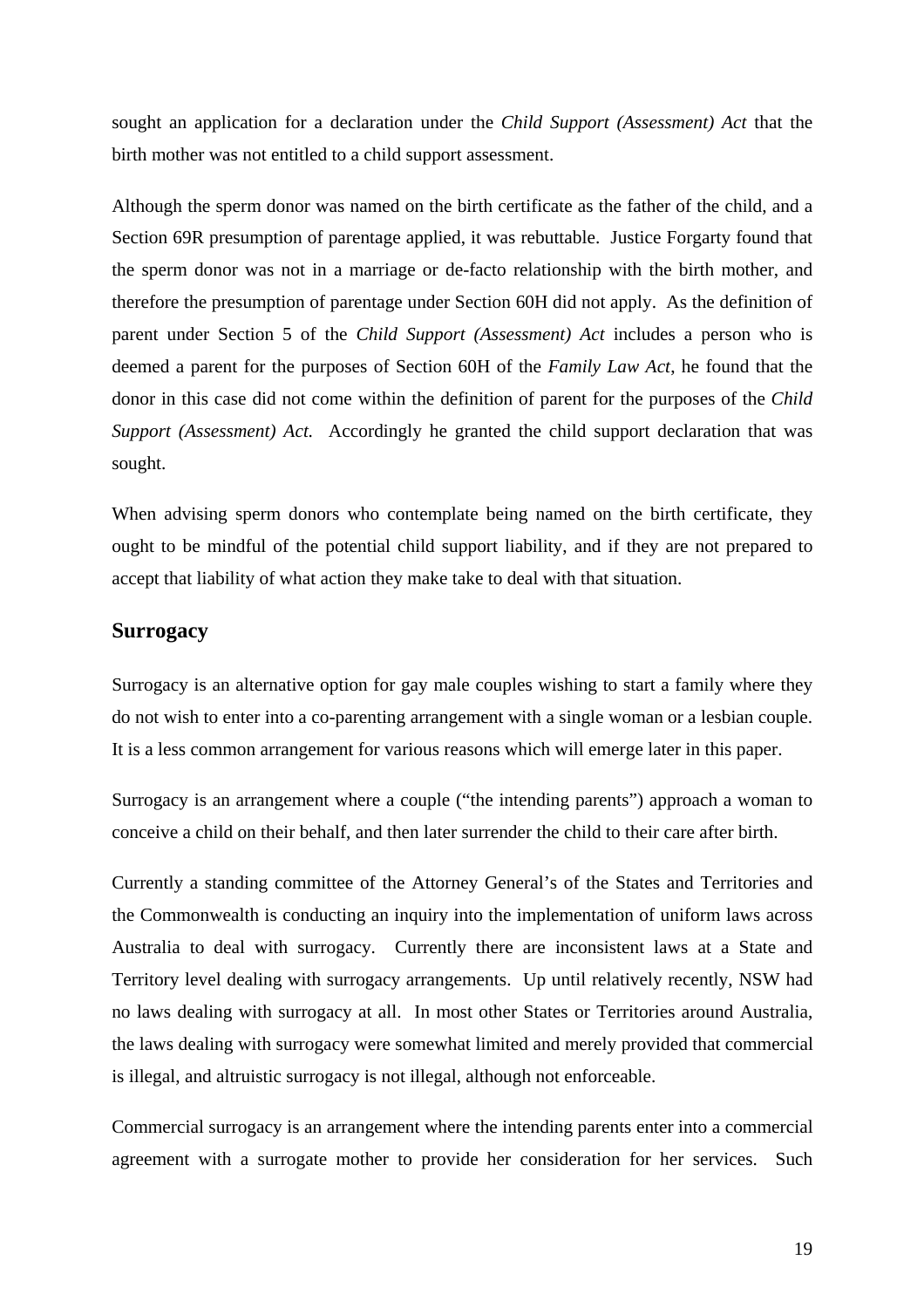sought an application for a declaration under the *Child Support (Assessment) Act* that the birth mother was not entitled to a child support assessment.

Although the sperm donor was named on the birth certificate as the father of the child, and a Section 69R presumption of parentage applied, it was rebuttable. Justice Forgarty found that the sperm donor was not in a marriage or de-facto relationship with the birth mother, and therefore the presumption of parentage under Section 60H did not apply. As the definition of parent under Section 5 of the *Child Support (Assessment) Act* includes a person who is deemed a parent for the purposes of Section 60H of the *Family Law Act*, he found that the donor in this case did not come within the definition of parent for the purposes of the *Child Support (Assessment) Act.* Accordingly he granted the child support declaration that was sought.

When advising sperm donors who contemplate being named on the birth certificate, they ought to be mindful of the potential child support liability, and if they are not prepared to accept that liability of what action they make take to deal with that situation.

## Surrogacy

Surrogacy is an alternative option for gay male couples wishing to start a family where they do not wish to enter into a co-parenting arrangement with a single woman or a lesbian couple. It is a less common arrangement for various reasons which will emerge later in this paper.

Surrogacy is an arrangement where a couple ("the intending parents") approach a woman to conceive a child on their behalf, and then later surrender the child to their care after birth.

Currently a standing committee of the Attorney General's of the States and Territories and the Commonwealth is conducting an inquiry into the implementation of uniform laws across Australia to deal with surrogacy. Currently there are inconsistent laws at a State and Territory level dealing with surrogacy arrangements. Up until relatively recently, NSW had no laws dealing with surrogacy at all. In most other States or Territories around Australia, the laws dealing with surrogacy were somewhat limited and merely provided that commercial is illegal, and altruistic surrogacy is not illegal, although not enforceable.

Commercial surrogacy is an arrangement where the intending parents enter into a commercial agreement with a surrogate mother to provide her consideration for her services. Such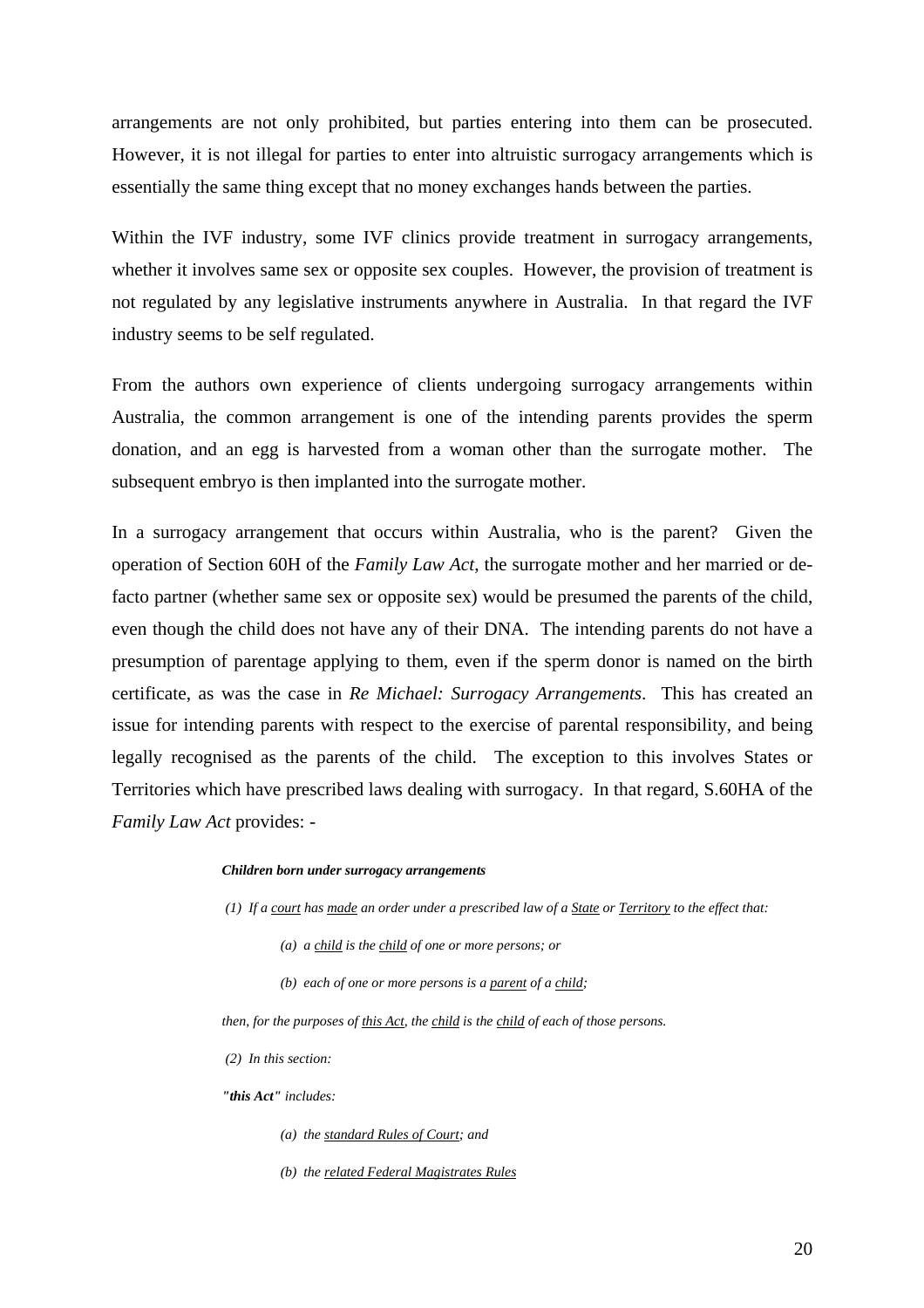arrangements are not only prohibited, but parties entering into them can be prosecuted. However, it is not illegal for parties to enter into altruistic surrogacy arrangements which is essentially the same thing except that no money exchanges hands between the parties.

Within the IVF industry, some IVF clinics provide treatment in surrogacy arrangements, whether it involves same sex or opposite sex couples. However, the provision of treatment is not regulated by any legislative instruments anywhere in Australia. In that regard the IVF industry seems to be self regulated.

From the authors own experience of clients undergoing surrogacy arrangements within Australia, the common arrangement is one of the intending parents provides the sperm donation, and an egg is harvested from a woman other than the surrogate mother. The subsequent embryo is then implanted into the surrogate mother.

In a surrogacy arrangement that occurs within Australia, who is the parent? Given the operation of Section 60H of the *Family Law Act*, the surrogate mother and her married or de-facto partner (whether same sex or opposite sex) would be presumed the parents of the child, even though the child does not have any of their DNA. The intending parents do not have a presumption of parentage applying to them, even if the sperm donor is named on the birth certificate, as was the case in *Re Michael: Surrogacy Arrangements*. This has created an issue for intending parents with respect to the exercise of parental responsibility, and being legally recognised as the parents of the child. The exception to this involves States or Territories which have prescribed laws dealing with surrogacy. In that regard, S.60HA of the *Family Law Act* provides: -

> ***Children born under surrogacy arrangements***
>
> *(1) If a court has made an order under a prescribed law of a State or Territory to the effect that:*
>
> *(a) a child is the child of one or more persons; or*
>
> *(b) each of one or more persons is a parent of a child;*
>
> *then, for the purposes of this Act, the child is the child of each of those persons.*
>
> *(2) In this section:*
>
> *"**this Act**" includes:*
>
> *(a) the standard Rules of Court; and*
>
> *(b) the related Federal Magistrates Rules*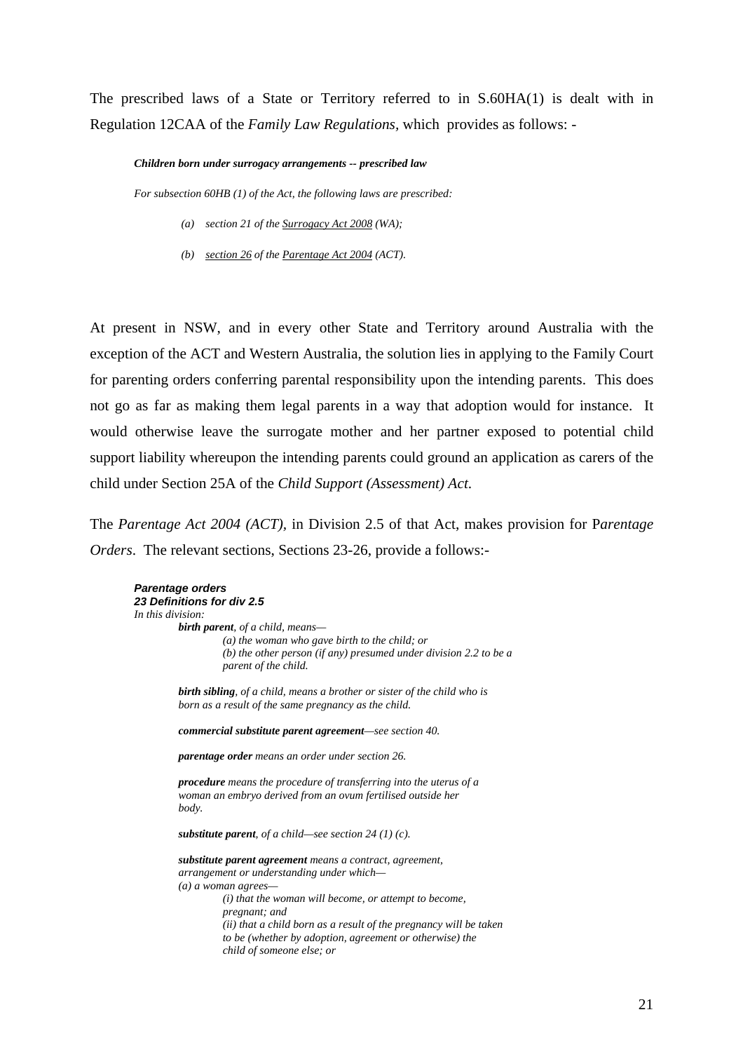The prescribed laws of a State or Territory referred to in S.60HA(1) is dealt with in Regulation 12CAA of the *Family Law Regulations*, which provides as follows: -

> ***Children born under surrogacy arrangements -- prescribed law***
>
> *For subsection 60HB (1) of the Act, the following laws are prescribed:*
>
> *(a) section 21 of the Surrogacy Act 2008 (WA);*
>
> *(b) section 26 of the Parentage Act 2004 (ACT).*

At present in NSW, and in every other State and Territory around Australia with the exception of the ACT and Western Australia, the solution lies in applying to the Family Court for parenting orders conferring parental responsibility upon the intending parents. This does not go as far as making them legal parents in a way that adoption would for instance. It would otherwise leave the surrogate mother and her partner exposed to potential child support liability whereupon the intending parents could ground an application as carers of the child under Section 25A of the *Child Support (Assessment) Act*.

The *Parentage Act 2004 (ACT)*, in Division 2.5 of that Act, makes provision for P*arentage Orders*. The relevant sections, Sections 23-26, provide a follows:-

> ***Parentage orders***
> ***23 Definitions for div 2.5***
> *In this division:*
>
> ***birth parent**, of a child, means—*
> *(a) the woman who gave birth to the child; or*
> *(b) the other person (if any) presumed under division 2.2 to be a parent of the child.*
>
> ***birth sibling**, of a child, means a brother or sister of the child who is born as a result of the same pregnancy as the child.*
>
> ***commercial substitute parent agreement**—see section 40.*
>
> ***parentage order** means an order under section 26.*
>
> ***procedure** means the procedure of transferring into the uterus of a woman an embryo derived from an ovum fertilised outside her body.*
>
> ***substitute parent**, of a child—see section 24 (1) (c).*
>
> ***substitute parent agreement** means a contract, agreement, arrangement or understanding under which—*
> *(a) a woman agrees—*
> *(i) that the woman will become, or attempt to become, pregnant; and*
> *(ii) that a child born as a result of the pregnancy will be taken to be (whether by adoption, agreement or otherwise) the child of someone else; or*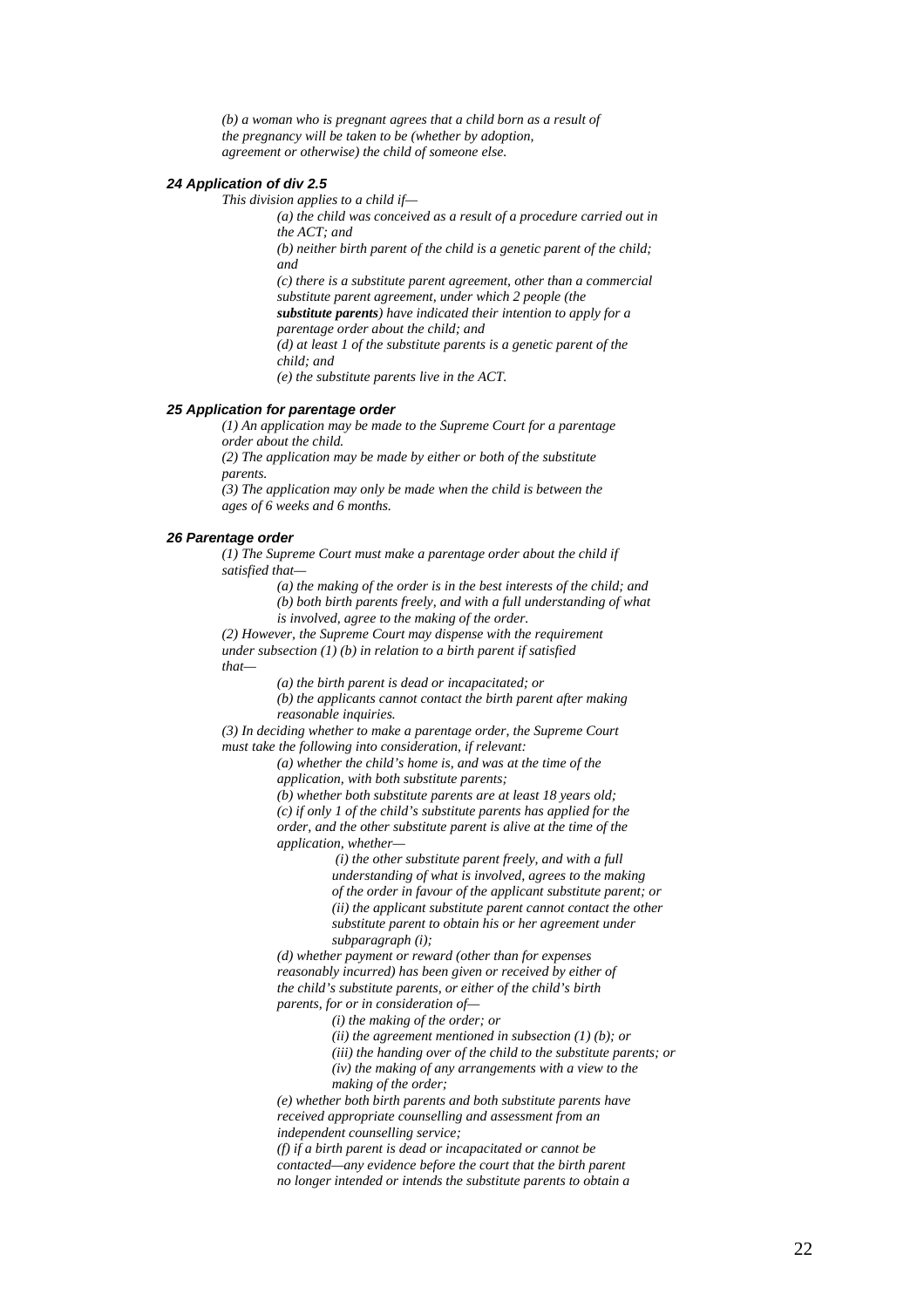*(b) a woman who is pregnant agrees that a child born as a result of the pregnancy will be taken to be (whether by adoption, agreement or otherwise) the child of someone else.*

#### *24 Application of div 2.5*

*This division applies to a child if—*

> *(a) the child was conceived as a result of a procedure carried out in the ACT; and*
>
> *(b) neither birth parent of the child is a genetic parent of the child; and*
>
> *(c) there is a substitute parent agreement, other than a commercial substitute parent agreement, under which 2 people (the* ***substitute parents****) have indicated their intention to apply for a parentage order about the child; and*
>
> *(d) at least 1 of the substitute parents is a genetic parent of the child; and*
>
> *(e) the substitute parents live in the ACT.*

#### *25 Application for parentage order*

*(1) An application may be made to the Supreme Court for a parentage order about the child.*

*(2) The application may be made by either or both of the substitute parents.*

*(3) The application may only be made when the child is between the ages of 6 weeks and 6 months.*

#### *26 Parentage order*

*(1) The Supreme Court must make a parentage order about the child if satisfied that—*

> *(a) the making of the order is in the best interests of the child; and*
>
> *(b) both birth parents freely, and with a full understanding of what is involved, agree to the making of the order.*

*(2) However, the Supreme Court may dispense with the requirement under subsection (1) (b) in relation to a birth parent if satisfied that—*

> *(a) the birth parent is dead or incapacitated; or*
>
> *(b) the applicants cannot contact the birth parent after making reasonable inquiries.*

*(3) In deciding whether to make a parentage order, the Supreme Court must take the following into consideration, if relevant:*

> *(a) whether the child's home is, and was at the time of the application, with both substitute parents;*
>
> *(b) whether both substitute parents are at least 18 years old;*
>
> *(c) if only 1 of the child's substitute parents has applied for the order, and the other substitute parent is alive at the time of the application, whether—*
>
> > *(i) the other substitute parent freely, and with a full understanding of what is involved, agrees to the making of the order in favour of the applicant substitute parent; or*
> >
> > *(ii) the applicant substitute parent cannot contact the other substitute parent to obtain his or her agreement under subparagraph (i);*
>
> *(d) whether payment or reward (other than for expenses reasonably incurred) has been given or received by either of the child's substitute parents, or either of the child's birth parents, for or in consideration of—*
>
> > *(i) the making of the order; or*
> >
> > *(ii) the agreement mentioned in subsection (1) (b); or*
> >
> > *(iii) the handing over of the child to the substitute parents; or*
> >
> > *(iv) the making of any arrangements with a view to the making of the order;*
>
> *(e) whether both birth parents and both substitute parents have received appropriate counselling and assessment from an independent counselling service;*
>
> *(f) if a birth parent is dead or incapacitated or cannot be contacted—any evidence before the court that the birth parent no longer intended or intends the substitute parents to obtain a*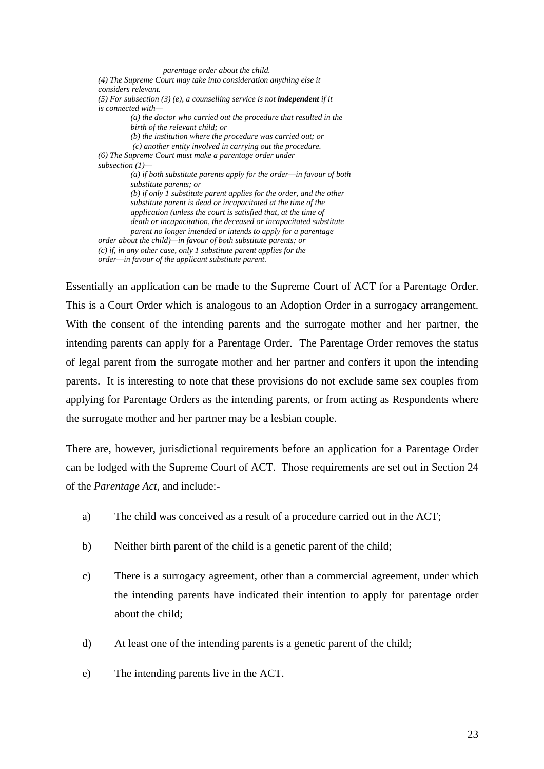*parentage order about the child.*

*(4) The Supreme Court may take into consideration anything else it considers relevant.*

*(5) For subsection (3) (e), a counselling service is not **independent** if it is connected with—*

*(a) the doctor who carried out the procedure that resulted in the birth of the relevant child; or*

*(b) the institution where the procedure was carried out; or*

*(c) another entity involved in carrying out the procedure.*

*(6) The Supreme Court must make a parentage order under subsection (1)—*

*(a) if both substitute parents apply for the order—in favour of both substitute parents; or*

*(b) if only 1 substitute parent applies for the order, and the other substitute parent is dead or incapacitated at the time of the application (unless the court is satisfied that, at the time of death or incapacitation, the deceased or incapacitated substitute parent no longer intended or intends to apply for a parentage order about the child)—in favour of both substitute parents; or*

*(c) if, in any other case, only 1 substitute parent applies for the order—in favour of the applicant substitute parent.*

Essentially an application can be made to the Supreme Court of ACT for a Parentage Order. This is a Court Order which is analogous to an Adoption Order in a surrogacy arrangement. With the consent of the intending parents and the surrogate mother and her partner, the intending parents can apply for a Parentage Order. The Parentage Order removes the status of legal parent from the surrogate mother and her partner and confers it upon the intending parents. It is interesting to note that these provisions do not exclude same sex couples from applying for Parentage Orders as the intending parents, or from acting as Respondents where the surrogate mother and her partner may be a lesbian couple.

There are, however, jurisdictional requirements before an application for a Parentage Order can be lodged with the Supreme Court of ACT. Those requirements are set out in Section 24 of the *Parentage Act*, and include:-

a) The child was conceived as a result of a procedure carried out in the ACT;

b) Neither birth parent of the child is a genetic parent of the child;

c) There is a surrogacy agreement, other than a commercial agreement, under which the intending parents have indicated their intention to apply for parentage order about the child;

d) At least one of the intending parents is a genetic parent of the child;

e) The intending parents live in the ACT.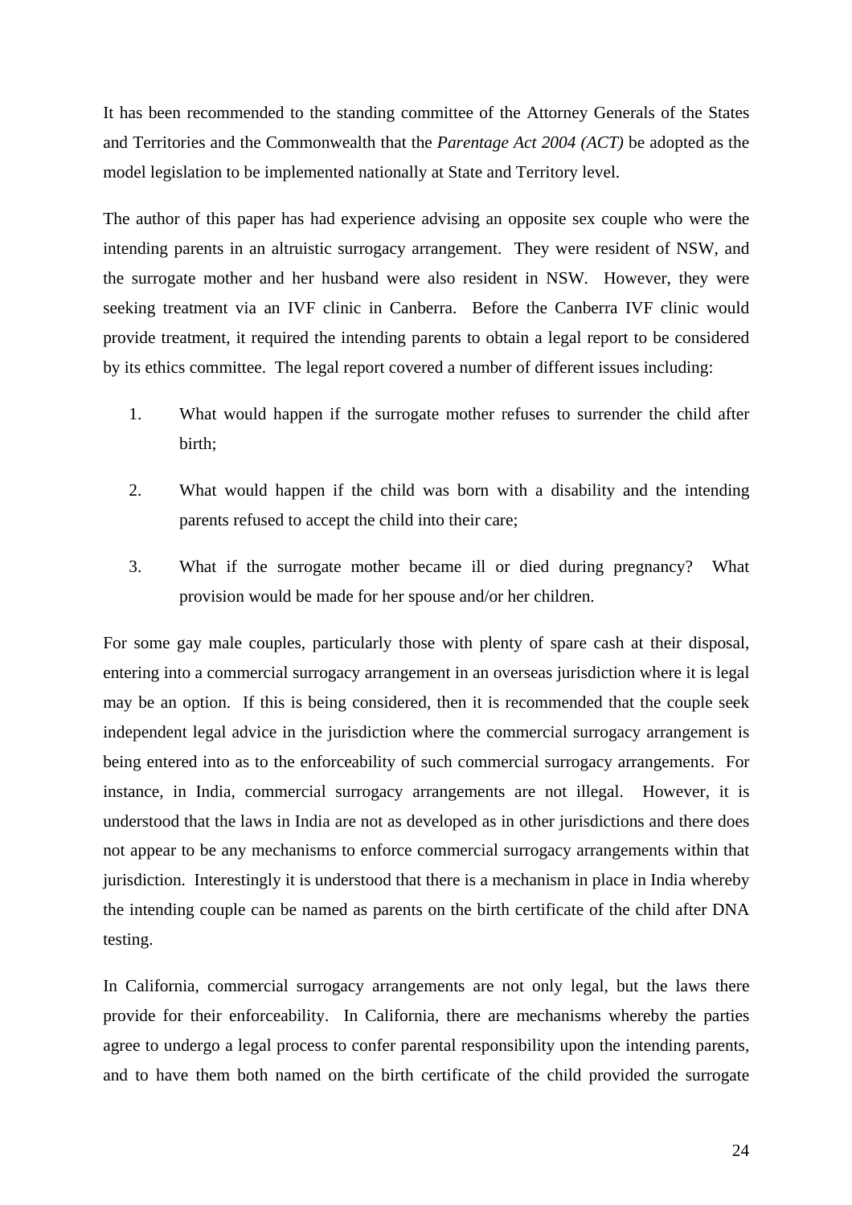It has been recommended to the standing committee of the Attorney Generals of the States and Territories and the Commonwealth that the *Parentage Act 2004 (ACT)* be adopted as the model legislation to be implemented nationally at State and Territory level.

The author of this paper has had experience advising an opposite sex couple who were the intending parents in an altruistic surrogacy arrangement. They were resident of NSW, and the surrogate mother and her husband were also resident in NSW. However, they were seeking treatment via an IVF clinic in Canberra. Before the Canberra IVF clinic would provide treatment, it required the intending parents to obtain a legal report to be considered by its ethics committee. The legal report covered a number of different issues including:

1. What would happen if the surrogate mother refuses to surrender the child after birth;

2. What would happen if the child was born with a disability and the intending parents refused to accept the child into their care;

3. What if the surrogate mother became ill or died during pregnancy? What provision would be made for her spouse and/or her children.

For some gay male couples, particularly those with plenty of spare cash at their disposal, entering into a commercial surrogacy arrangement in an overseas jurisdiction where it is legal may be an option. If this is being considered, then it is recommended that the couple seek independent legal advice in the jurisdiction where the commercial surrogacy arrangement is being entered into as to the enforceability of such commercial surrogacy arrangements. For instance, in India, commercial surrogacy arrangements are not illegal. However, it is understood that the laws in India are not as developed as in other jurisdictions and there does not appear to be any mechanisms to enforce commercial surrogacy arrangements within that jurisdiction. Interestingly it is understood that there is a mechanism in place in India whereby the intending couple can be named as parents on the birth certificate of the child after DNA testing.

In California, commercial surrogacy arrangements are not only legal, but the laws there provide for their enforceability. In California, there are mechanisms whereby the parties agree to undergo a legal process to confer parental responsibility upon the intending parents, and to have them both named on the birth certificate of the child provided the surrogate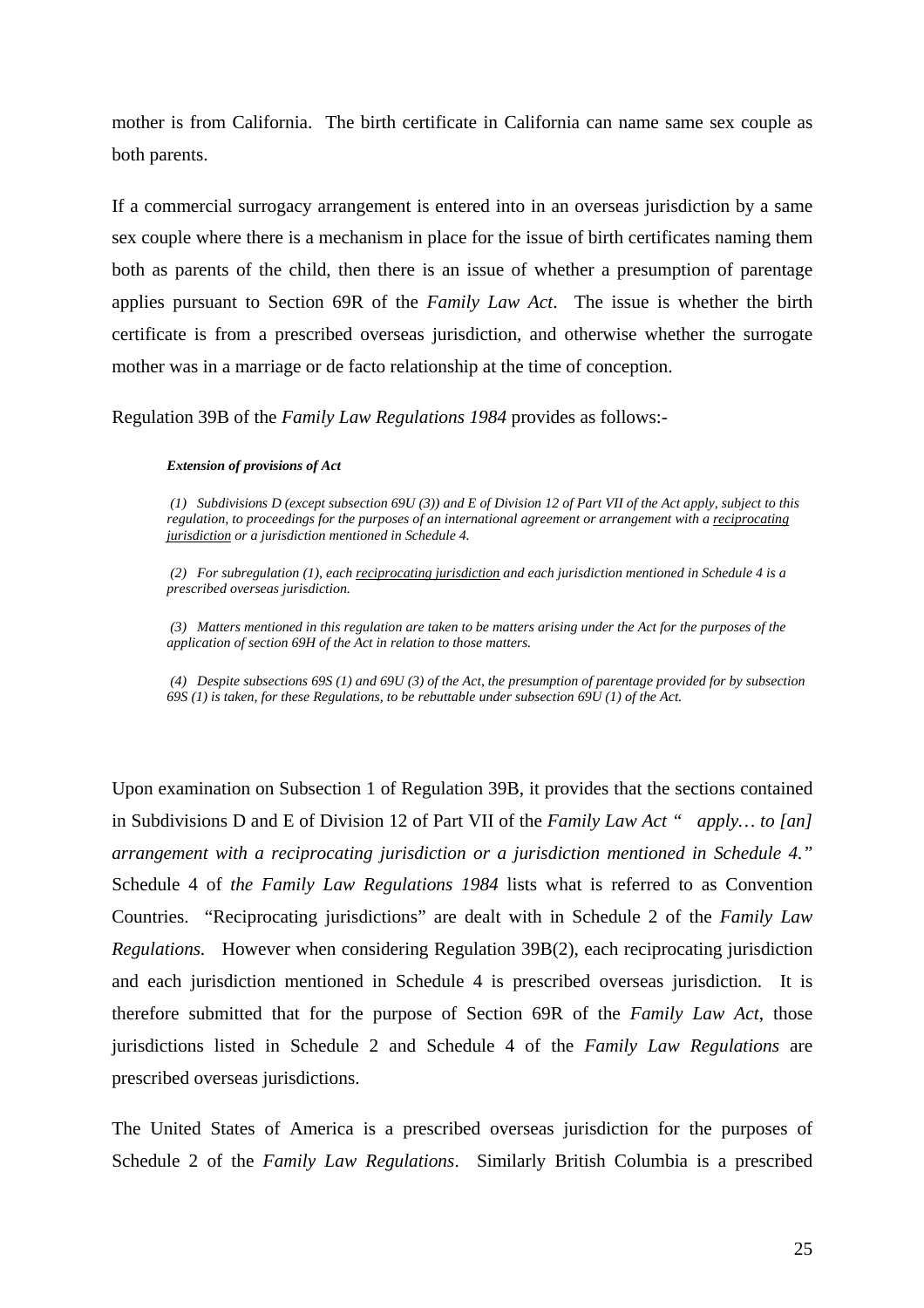mother is from California. The birth certificate in California can name same sex couple as both parents.

If a commercial surrogacy arrangement is entered into in an overseas jurisdiction by a same sex couple where there is a mechanism in place for the issue of birth certificates naming them both as parents of the child, then there is an issue of whether a presumption of parentage applies pursuant to Section 69R of the *Family Law Act*. The issue is whether the birth certificate is from a prescribed overseas jurisdiction, and otherwise whether the surrogate mother was in a marriage or de facto relationship at the time of conception.

Regulation 39B of the *Family Law Regulations 1984* provides as follows:-

> ***Extension of provisions of Act***
>
> *(1) Subdivisions D (except subsection 69U (3)) and E of Division 12 of Part VII of the Act apply, subject to this regulation, to proceedings for the purposes of an international agreement or arrangement with a reciprocating jurisdiction or a jurisdiction mentioned in Schedule 4.*
>
> *(2) For subregulation (1), each reciprocating jurisdiction and each jurisdiction mentioned in Schedule 4 is a prescribed overseas jurisdiction.*
>
> *(3) Matters mentioned in this regulation are taken to be matters arising under the Act for the purposes of the application of section 69H of the Act in relation to those matters.*
>
> *(4) Despite subsections 69S (1) and 69U (3) of the Act, the presumption of parentage provided for by subsection 69S (1) is taken, for these Regulations, to be rebuttable under subsection 69U (1) of the Act.*

Upon examination on Subsection 1 of Regulation 39B, it provides that the sections contained in Subdivisions D and E of Division 12 of Part VII of the *Family Law Act* *" apply… to [an] arrangement with a reciprocating jurisdiction or a jurisdiction mentioned in Schedule 4."* Schedule 4 of *the Family Law Regulations 1984* lists what is referred to as Convention Countries. "Reciprocating jurisdictions" are dealt with in Schedule 2 of the *Family Law Regulations.* However when considering Regulation 39B(2), each reciprocating jurisdiction and each jurisdiction mentioned in Schedule 4 is prescribed overseas jurisdiction. It is therefore submitted that for the purpose of Section 69R of the *Family Law Act*, those jurisdictions listed in Schedule 2 and Schedule 4 of the *Family Law Regulations* are prescribed overseas jurisdictions.

The United States of America is a prescribed overseas jurisdiction for the purposes of Schedule 2 of the *Family Law Regulations*. Similarly British Columbia is a prescribed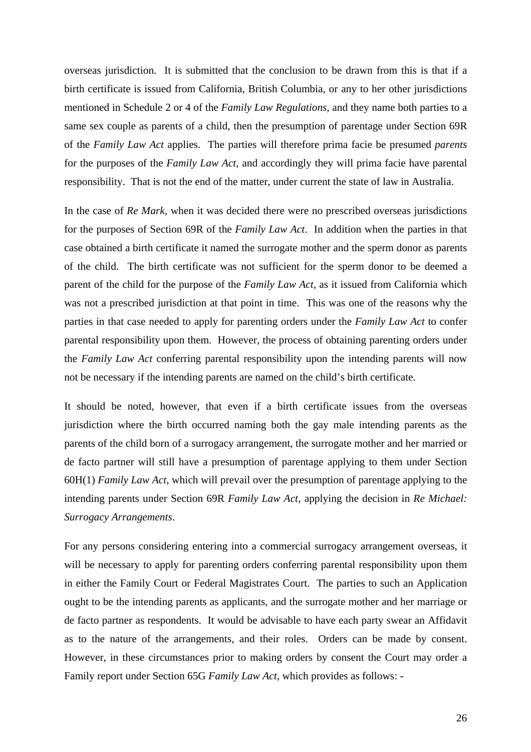overseas jurisdiction. It is submitted that the conclusion to be drawn from this is that if a birth certificate is issued from California, British Columbia, or any to her other jurisdictions mentioned in Schedule 2 or 4 of the *Family Law Regulations*, and they name both parties to a same sex couple as parents of a child, then the presumption of parentage under Section 69R of the *Family Law Act* applies. The parties will therefore prima facie be presumed *parents* for the purposes of the *Family Law Act*, and accordingly they will prima facie have parental responsibility. That is not the end of the matter, under current the state of law in Australia.

In the case of *Re Mark*, when it was decided there were no prescribed overseas jurisdictions for the purposes of Section 69R of the *Family Law Act*. In addition when the parties in that case obtained a birth certificate it named the surrogate mother and the sperm donor as parents of the child. The birth certificate was not sufficient for the sperm donor to be deemed a parent of the child for the purpose of the *Family Law Act*, as it issued from California which was not a prescribed jurisdiction at that point in time. This was one of the reasons why the parties in that case needed to apply for parenting orders under the *Family Law Act* to confer parental responsibility upon them. However, the process of obtaining parenting orders under the *Family Law Act* conferring parental responsibility upon the intending parents will now not be necessary if the intending parents are named on the child's birth certificate.

It should be noted, however, that even if a birth certificate issues from the overseas jurisdiction where the birth occurred naming both the gay male intending parents as the parents of the child born of a surrogacy arrangement, the surrogate mother and her married or de facto partner will still have a presumption of parentage applying to them under Section 60H(1) *Family Law Act*, which will prevail over the presumption of parentage applying to the intending parents under Section 69R *Family Law Act*, applying the decision in *Re Michael: Surrogacy Arrangements*.

For any persons considering entering into a commercial surrogacy arrangement overseas, it will be necessary to apply for parenting orders conferring parental responsibility upon them in either the Family Court or Federal Magistrates Court. The parties to such an Application ought to be the intending parents as applicants, and the surrogate mother and her marriage or de facto partner as respondents. It would be advisable to have each party swear an Affidavit as to the nature of the arrangements, and their roles. Orders can be made by consent. However, in these circumstances prior to making orders by consent the Court may order a Family report under Section 65G *Family Law Act*, which provides as follows: -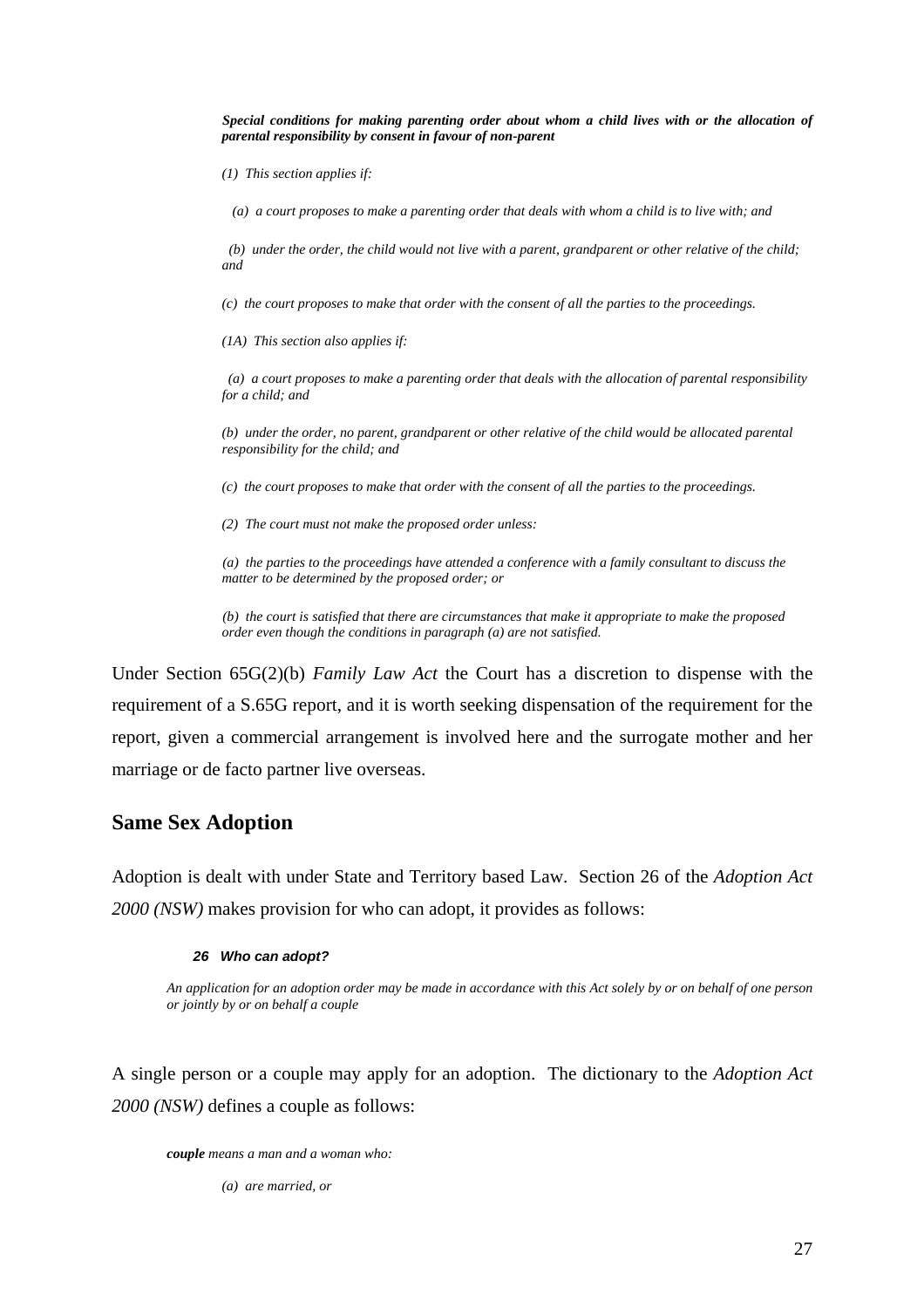***Special conditions for making parenting order about whom a child lives with or the allocation of parental responsibility by consent in favour of non-parent***

*(1) This section applies if:*

*(a) a court proposes to make a parenting order that deals with whom a child is to live with; and*

*(b) under the order, the child would not live with a parent, grandparent or other relative of the child; and*

*(c) the court proposes to make that order with the consent of all the parties to the proceedings.*

*(1A) This section also applies if:*

*(a) a court proposes to make a parenting order that deals with the allocation of parental responsibility for a child; and*

*(b) under the order, no parent, grandparent or other relative of the child would be allocated parental responsibility for the child; and*

*(c) the court proposes to make that order with the consent of all the parties to the proceedings.*

*(2) The court must not make the proposed order unless:*

*(a) the parties to the proceedings have attended a conference with a family consultant to discuss the matter to be determined by the proposed order; or*

*(b) the court is satisfied that there are circumstances that make it appropriate to make the proposed order even though the conditions in paragraph (a) are not satisfied.*

Under Section 65G(2)(b) *Family Law Act* the Court has a discretion to dispense with the requirement of a S.65G report, and it is worth seeking dispensation of the requirement for the report, given a commercial arrangement is involved here and the surrogate mother and her marriage or de facto partner live overseas.

## Same Sex Adoption

Adoption is dealt with under State and Territory based Law. Section 26 of the *Adoption Act 2000 (NSW)* makes provision for who can adopt, it provides as follows:

***26 Who can adopt?***

*An application for an adoption order may be made in accordance with this Act solely by or on behalf of one person or jointly by or on behalf a couple*

A single person or a couple may apply for an adoption. The dictionary to the *Adoption Act 2000 (NSW)* defines a couple as follows:

***couple** means a man and a woman who:*

*(a) are married, or*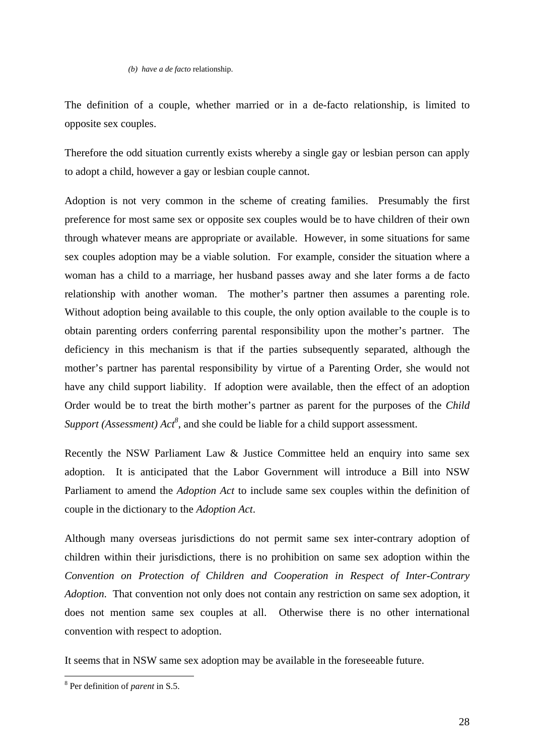*(b) have a de facto* relationship.

The definition of a couple, whether married or in a de-facto relationship, is limited to opposite sex couples.

Therefore the odd situation currently exists whereby a single gay or lesbian person can apply to adopt a child, however a gay or lesbian couple cannot.

Adoption is not very common in the scheme of creating families. Presumably the first preference for most same sex or opposite sex couples would be to have children of their own through whatever means are appropriate or available. However, in some situations for same sex couples adoption may be a viable solution. For example, consider the situation where a woman has a child to a marriage, her husband passes away and she later forms a de facto relationship with another woman. The mother's partner then assumes a parenting role. Without adoption being available to this couple, the only option available to the couple is to obtain parenting orders conferring parental responsibility upon the mother's partner. The deficiency in this mechanism is that if the parties subsequently separated, although the mother's partner has parental responsibility by virtue of a Parenting Order, she would not have any child support liability. If adoption were available, then the effect of an adoption Order would be to treat the birth mother's partner as parent for the purposes of the *Child Support (Assessment) Act*[8], and she could be liable for a child support assessment.

Recently the NSW Parliament Law & Justice Committee held an enquiry into same sex adoption. It is anticipated that the Labor Government will introduce a Bill into NSW Parliament to amend the *Adoption Act* to include same sex couples within the definition of couple in the dictionary to the *Adoption Act*.

Although many overseas jurisdictions do not permit same sex inter-contrary adoption of children within their jurisdictions, there is no prohibition on same sex adoption within the *Convention on Protection of Children and Cooperation in Respect of Inter-Contrary Adoption*. That convention not only does not contain any restriction on same sex adoption, it does not mention same sex couples at all. Otherwise there is no other international convention with respect to adoption.

It seems that in NSW same sex adoption may be available in the foreseeable future.

---

[8] Per definition of *parent* in S.5.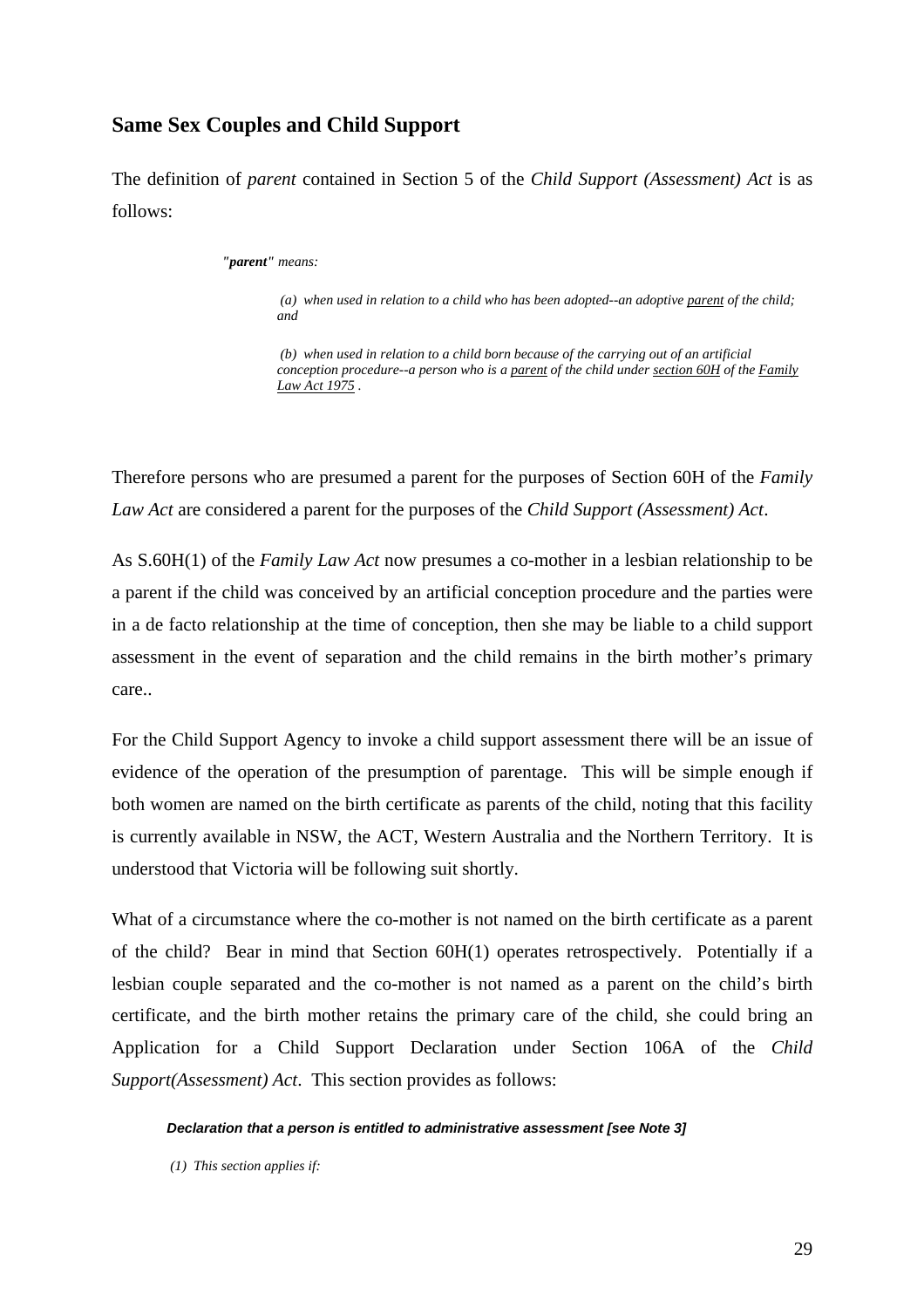## Same Sex Couples and Child Support

The definition of *parent* contained in Section 5 of the *Child Support (Assessment) Act* is as follows:

> *"**parent**" means:*
>
> *(a) when used in relation to a child who has been adopted--an adoptive parent of the child; and*
>
> *(b) when used in relation to a child born because of the carrying out of an artificial conception procedure--a person who is a parent of the child under section 60H of the Family Law Act 1975 .*

Therefore persons who are presumed a parent for the purposes of Section 60H of the *Family Law Act* are considered a parent for the purposes of the *Child Support (Assessment) Act*.

As S.60H(1) of the *Family Law Act* now presumes a co-mother in a lesbian relationship to be a parent if the child was conceived by an artificial conception procedure and the parties were in a de facto relationship at the time of conception, then she may be liable to a child support assessment in the event of separation and the child remains in the birth mother's primary care..

For the Child Support Agency to invoke a child support assessment there will be an issue of evidence of the operation of the presumption of parentage. This will be simple enough if both women are named on the birth certificate as parents of the child, noting that this facility is currently available in NSW, the ACT, Western Australia and the Northern Territory. It is understood that Victoria will be following suit shortly.

What of a circumstance where the co-mother is not named on the birth certificate as a parent of the child? Bear in mind that Section 60H(1) operates retrospectively. Potentially if a lesbian couple separated and the co-mother is not named as a parent on the child's birth certificate, and the birth mother retains the primary care of the child, she could bring an Application for a Child Support Declaration under Section 106A of the *Child Support(Assessment) Act*. This section provides as follows:

> ***Declaration that a person is entitled to administrative assessment [see Note 3]***
>
> *(1) This section applies if:*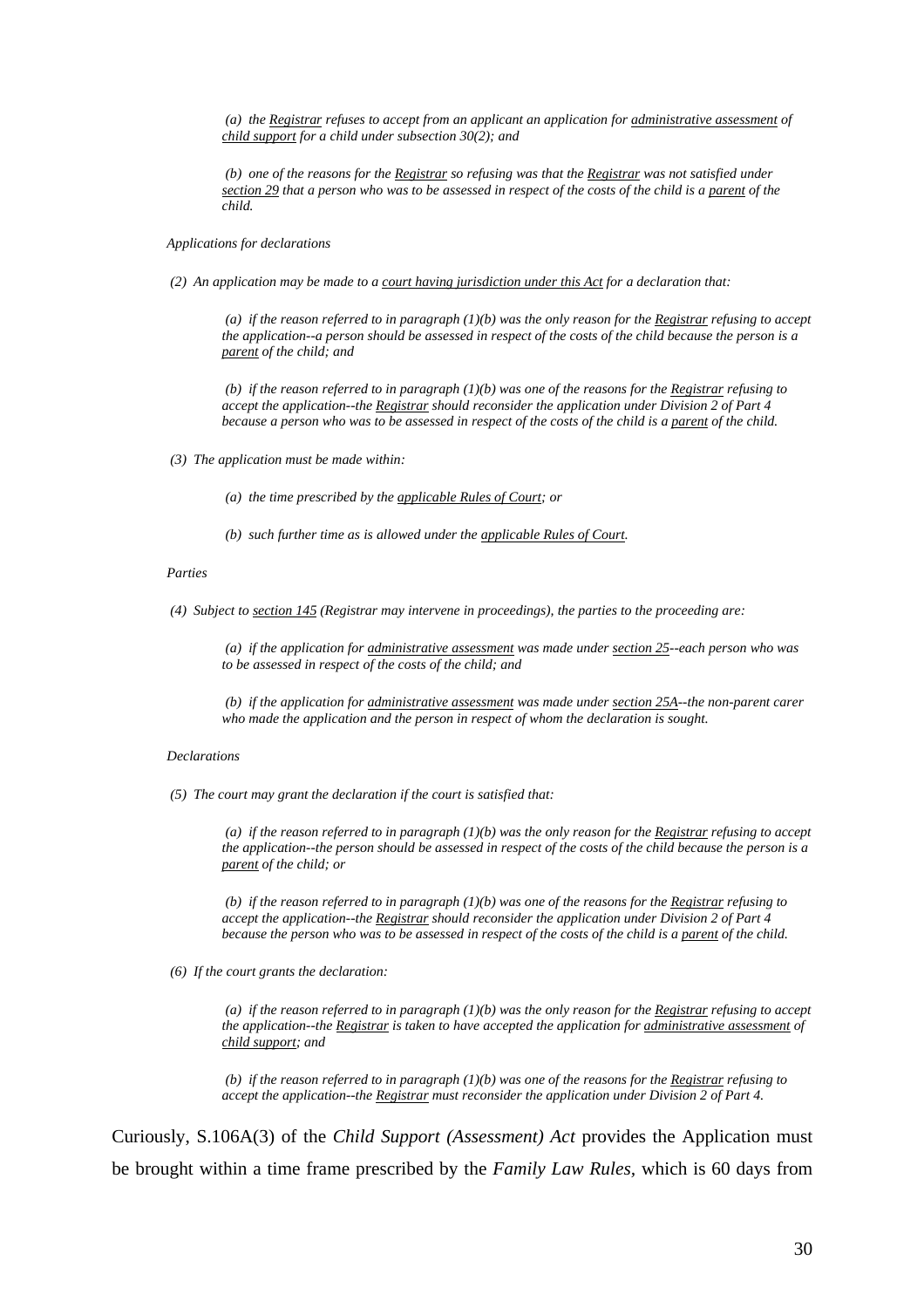*(a) the Registrar refuses to accept from an applicant an application for administrative assessment of child support for a child under subsection 30(2); and*

*(b) one of the reasons for the Registrar so refusing was that the Registrar was not satisfied under section 29 that a person who was to be assessed in respect of the costs of the child is a parent of the child.*

*Applications for declarations*

*(2) An application may be made to a court having jurisdiction under this Act for a declaration that:*

*(a) if the reason referred to in paragraph (1)(b) was the only reason for the Registrar refusing to accept the application--a person should be assessed in respect of the costs of the child because the person is a parent of the child; and*

*(b) if the reason referred to in paragraph (1)(b) was one of the reasons for the Registrar refusing to accept the application--the Registrar should reconsider the application under Division 2 of Part 4 because a person who was to be assessed in respect of the costs of the child is a parent of the child.*

*(3) The application must be made within:*

*(a) the time prescribed by the applicable Rules of Court; or*

*(b) such further time as is allowed under the applicable Rules of Court.*

*Parties*

*(4) Subject to section 145 (Registrar may intervene in proceedings), the parties to the proceeding are:*

*(a) if the application for administrative assessment was made under section 25--each person who was to be assessed in respect of the costs of the child; and*

*(b) if the application for administrative assessment was made under section 25A--the non-parent carer who made the application and the person in respect of whom the declaration is sought.*

*Declarations*

*(5) The court may grant the declaration if the court is satisfied that:*

*(a) if the reason referred to in paragraph (1)(b) was the only reason for the Registrar refusing to accept the application--the person should be assessed in respect of the costs of the child because the person is a parent of the child; or*

*(b) if the reason referred to in paragraph (1)(b) was one of the reasons for the Registrar refusing to accept the application--the Registrar should reconsider the application under Division 2 of Part 4 because the person who was to be assessed in respect of the costs of the child is a parent of the child.*

*(6) If the court grants the declaration:*

*(a) if the reason referred to in paragraph (1)(b) was the only reason for the Registrar refusing to accept the application--the Registrar is taken to have accepted the application for administrative assessment of child support; and*

*(b) if the reason referred to in paragraph (1)(b) was one of the reasons for the Registrar refusing to accept the application--the Registrar must reconsider the application under Division 2 of Part 4.*

Curiously, S.106A(3) of the *Child Support (Assessment) Act* provides the Application must be brought within a time frame prescribed by the *Family Law Rules*, which is 60 days from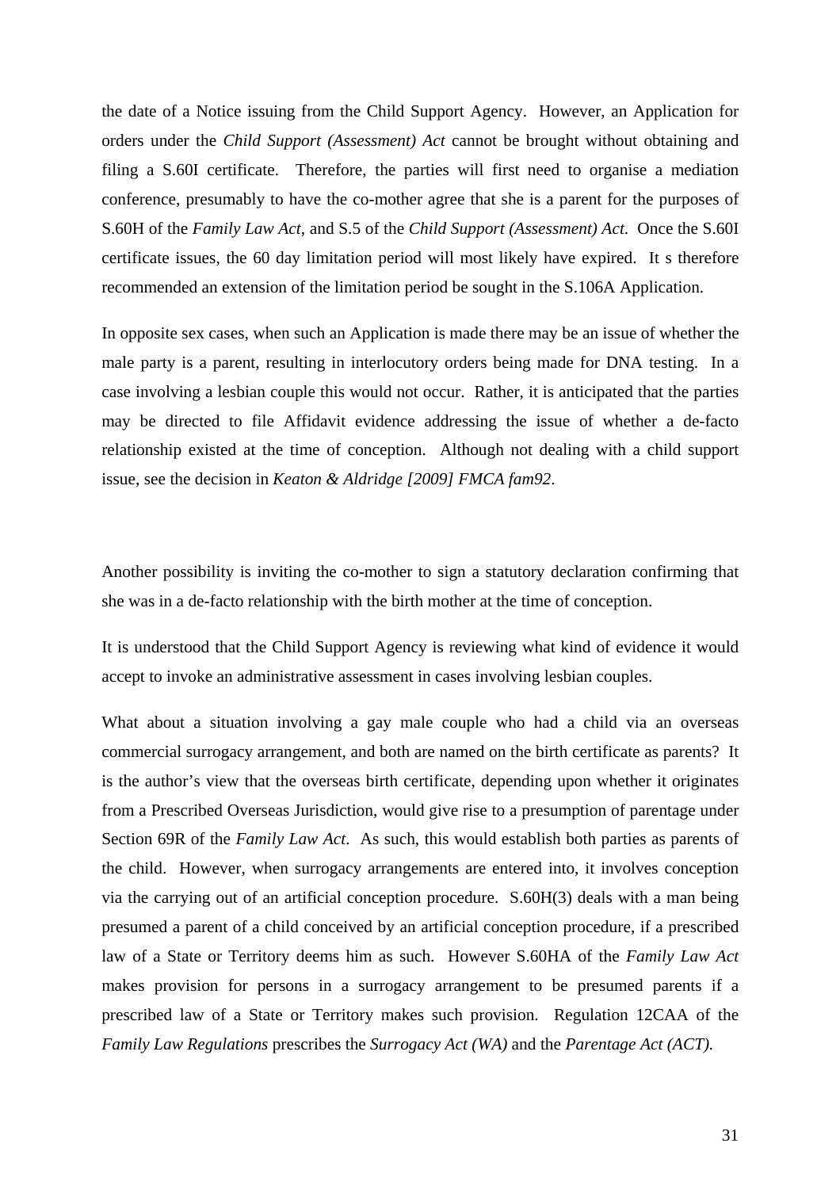the date of a Notice issuing from the Child Support Agency. However, an Application for orders under the *Child Support (Assessment) Act* cannot be brought without obtaining and filing a S.60I certificate. Therefore, the parties will first need to organise a mediation conference, presumably to have the co-mother agree that she is a parent for the purposes of S.60H of the *Family Law Act*, and S.5 of the *Child Support (Assessment) Act.* Once the S.60I certificate issues, the 60 day limitation period will most likely have expired. It s therefore recommended an extension of the limitation period be sought in the S.106A Application.

In opposite sex cases, when such an Application is made there may be an issue of whether the male party is a parent, resulting in interlocutory orders being made for DNA testing. In a case involving a lesbian couple this would not occur. Rather, it is anticipated that the parties may be directed to file Affidavit evidence addressing the issue of whether a de-facto relationship existed at the time of conception. Although not dealing with a child support issue, see the decision in *Keaton & Aldridge [2009] FMCA fam92*.

Another possibility is inviting the co-mother to sign a statutory declaration confirming that she was in a de-facto relationship with the birth mother at the time of conception.

It is understood that the Child Support Agency is reviewing what kind of evidence it would accept to invoke an administrative assessment in cases involving lesbian couples.

What about a situation involving a gay male couple who had a child via an overseas commercial surrogacy arrangement, and both are named on the birth certificate as parents? It is the author's view that the overseas birth certificate, depending upon whether it originates from a Prescribed Overseas Jurisdiction, would give rise to a presumption of parentage under Section 69R of the *Family Law Act*. As such, this would establish both parties as parents of the child. However, when surrogacy arrangements are entered into, it involves conception via the carrying out of an artificial conception procedure. S.60H(3) deals with a man being presumed a parent of a child conceived by an artificial conception procedure, if a prescribed law of a State or Territory deems him as such. However S.60HA of the *Family Law Act* makes provision for persons in a surrogacy arrangement to be presumed parents if a prescribed law of a State or Territory makes such provision. Regulation 12CAA of the *Family Law Regulations* prescribes the *Surrogacy Act (WA)* and the *Parentage Act (ACT).*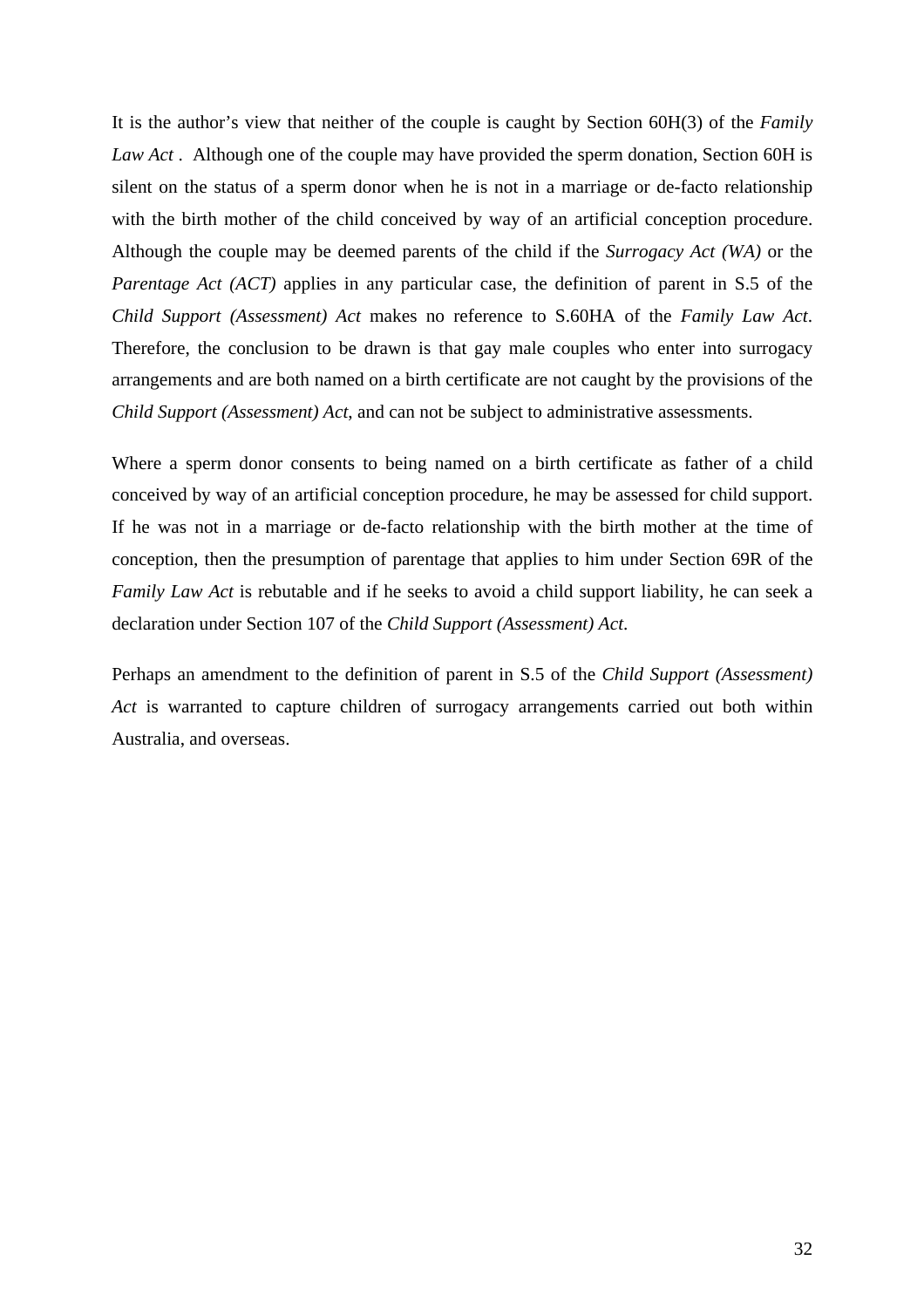It is the author's view that neither of the couple is caught by Section 60H(3) of the *Family Law Act* . Although one of the couple may have provided the sperm donation, Section 60H is silent on the status of a sperm donor when he is not in a marriage or de-facto relationship with the birth mother of the child conceived by way of an artificial conception procedure. Although the couple may be deemed parents of the child if the *Surrogacy Act (WA)* or the *Parentage Act (ACT)* applies in any particular case, the definition of parent in S.5 of the *Child Support (Assessment) Act* makes no reference to S.60HA of the *Family Law Act*. Therefore, the conclusion to be drawn is that gay male couples who enter into surrogacy arrangements and are both named on a birth certificate are not caught by the provisions of the *Child Support (Assessment) Act*, and can not be subject to administrative assessments.

Where a sperm donor consents to being named on a birth certificate as father of a child conceived by way of an artificial conception procedure, he may be assessed for child support. If he was not in a marriage or de-facto relationship with the birth mother at the time of conception, then the presumption of parentage that applies to him under Section 69R of the *Family Law Act* is rebutable and if he seeks to avoid a child support liability, he can seek a declaration under Section 107 of the *Child Support (Assessment) Act*.

Perhaps an amendment to the definition of parent in S.5 of the *Child Support (Assessment) Act* is warranted to capture children of surrogacy arrangements carried out both within Australia, and overseas.